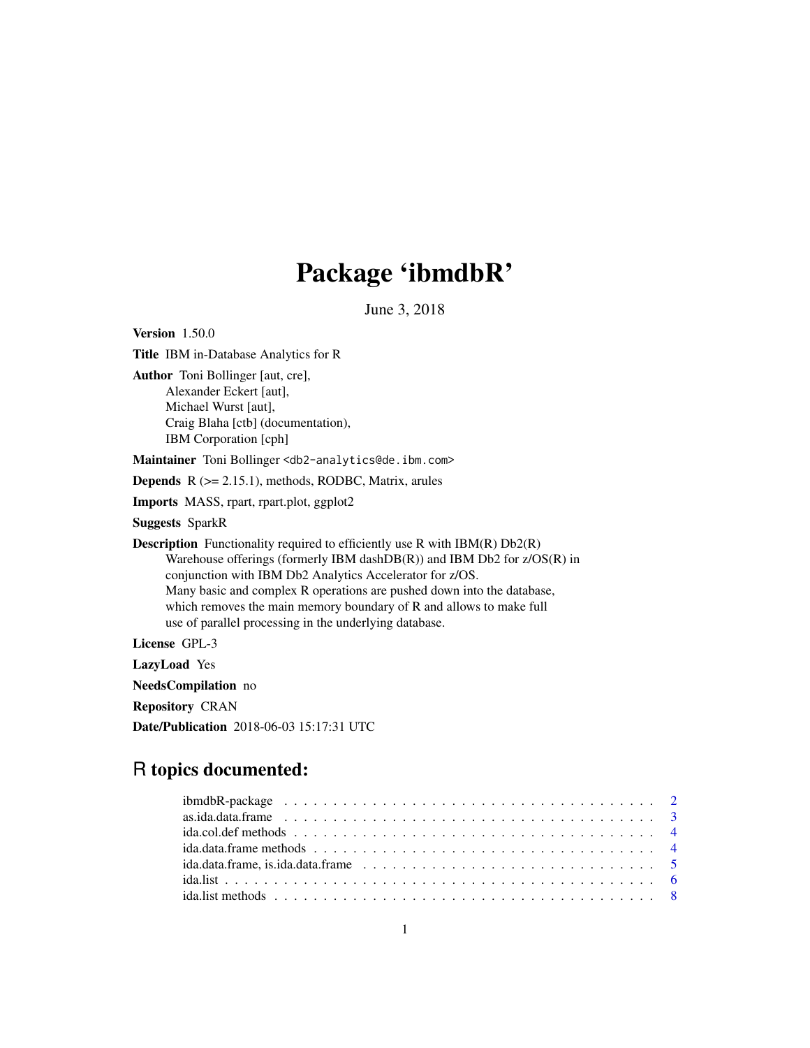# Package 'ibmdbR'

June 3, 2018

**Version** 1.50.0

**Title** IBM in-Database Analytics for R

**Author** Toni Bollinger [aut, cre],
Alexander Eckert [aut],
Michael Wurst [aut],
Craig Blaha [ctb] (documentation),
IBM Corporation [cph]

**Maintainer** Toni Bollinger <db2-analytics@de.ibm.com>

**Depends** R (>= 2.15.1), methods, RODBC, Matrix, arules

**Imports** MASS, rpart, rpart.plot, ggplot2

**Suggests** SparkR

**Description** Functionality required to efficiently use R with IBM(R) Db2(R) Warehouse offerings (formerly IBM dashDB(R)) and IBM Db2 for z/OS(R) in conjunction with IBM Db2 Analytics Accelerator for z/OS.
Many basic and complex R operations are pushed down into the database, which removes the main memory boundary of R and allows to make full use of parallel processing in the underlying database.

**License** GPL-3

**LazyLoad** Yes

**NeedsCompilation** no

**Repository** CRAN

**Date/Publication** 2018-06-03 15:17:31 UTC

## R topics documented:

| | |
|---|---|
| ibmdbR-package | 2 |
| as.ida.data.frame | 3 |
| ida.col.def methods | 4 |
| ida.data.frame methods | 4 |
| ida.data.frame, is.ida.data.frame | 5 |
| ida.list | 6 |
| ida.list methods | 8 |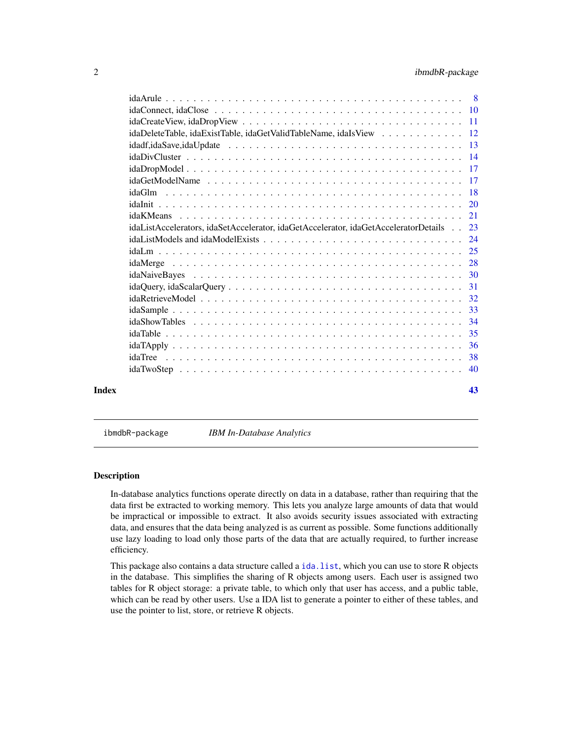idaArule . . . . . . . . . . . . . . . . . . . . . . . . . . . . . . . . . . . . . . . . . 8
idaConnect, idaClose . . . . . . . . . . . . . . . . . . . . . . . . . . . . . . . . . . . 10
idaCreateView, idaDropView . . . . . . . . . . . . . . . . . . . . . . . . . . . . . . . 11
idaDeleteTable, idaExistTable, idaGetValidTableName, idaIsView . . . . . . . . . . . . 12
idadf,idaSave,idaUpdate . . . . . . . . . . . . . . . . . . . . . . . . . . . . . . . . . 13
idaDivCluster . . . . . . . . . . . . . . . . . . . . . . . . . . . . . . . . . . . . . . 14
idaDropModel . . . . . . . . . . . . . . . . . . . . . . . . . . . . . . . . . . . . . . 17
idaGetModelName . . . . . . . . . . . . . . . . . . . . . . . . . . . . . . . . . . . . 17
idaGlm . . . . . . . . . . . . . . . . . . . . . . . . . . . . . . . . . . . . . . . . . 18
idaInit . . . . . . . . . . . . . . . . . . . . . . . . . . . . . . . . . . . . . . . . . 20
idaKMeans . . . . . . . . . . . . . . . . . . . . . . . . . . . . . . . . . . . . . . . 21
idaListAccelerators, idaSetAccelerator, idaGetAccelerator, idaGetAcceleratorDetails . . 23
idaListModels and idaModelExists . . . . . . . . . . . . . . . . . . . . . . . . . . . 24
idaLm . . . . . . . . . . . . . . . . . . . . . . . . . . . . . . . . . . . . . . . . . . 25
idaMerge . . . . . . . . . . . . . . . . . . . . . . . . . . . . . . . . . . . . . . . . 28
idaNaiveBayes . . . . . . . . . . . . . . . . . . . . . . . . . . . . . . . . . . . . . 30
idaQuery, idaScalarQuery . . . . . . . . . . . . . . . . . . . . . . . . . . . . . . . . 31
idaRetrieveModel . . . . . . . . . . . . . . . . . . . . . . . . . . . . . . . . . . . . 32
idaSample . . . . . . . . . . . . . . . . . . . . . . . . . . . . . . . . . . . . . . . . 33
idaShowTables . . . . . . . . . . . . . . . . . . . . . . . . . . . . . . . . . . . . . 34
idaTable . . . . . . . . . . . . . . . . . . . . . . . . . . . . . . . . . . . . . . . . 35
idaTApply . . . . . . . . . . . . . . . . . . . . . . . . . . . . . . . . . . . . . . . . 36
idaTree . . . . . . . . . . . . . . . . . . . . . . . . . . . . . . . . . . . . . . . . . 38
idaTwoStep . . . . . . . . . . . . . . . . . . . . . . . . . . . . . . . . . . . . . . . 40

**Index** **43**

---

`ibmdbR-package` *IBM In-Database Analytics*

---

## Description

In-database analytics functions operate directly on data in a database, rather than requiring that the data first be extracted to working memory. This lets you analyze large amounts of data that would be impractical or impossible to extract. It also avoids security issues associated with extracting data, and ensures that the data being analyzed is as current as possible. Some functions additionally use lazy loading to load only those parts of the data that are actually required, to further increase efficiency.

This package also contains a data structure called a `ida.list`, which you can use to store R objects in the database. This simplifies the sharing of R objects among users. Each user is assigned two tables for R object storage: a private table, to which only that user has access, and a public table, which can be read by other users. Use a IDA list to generate a pointer to either of these tables, and use the pointer to list, store, or retrieve R objects.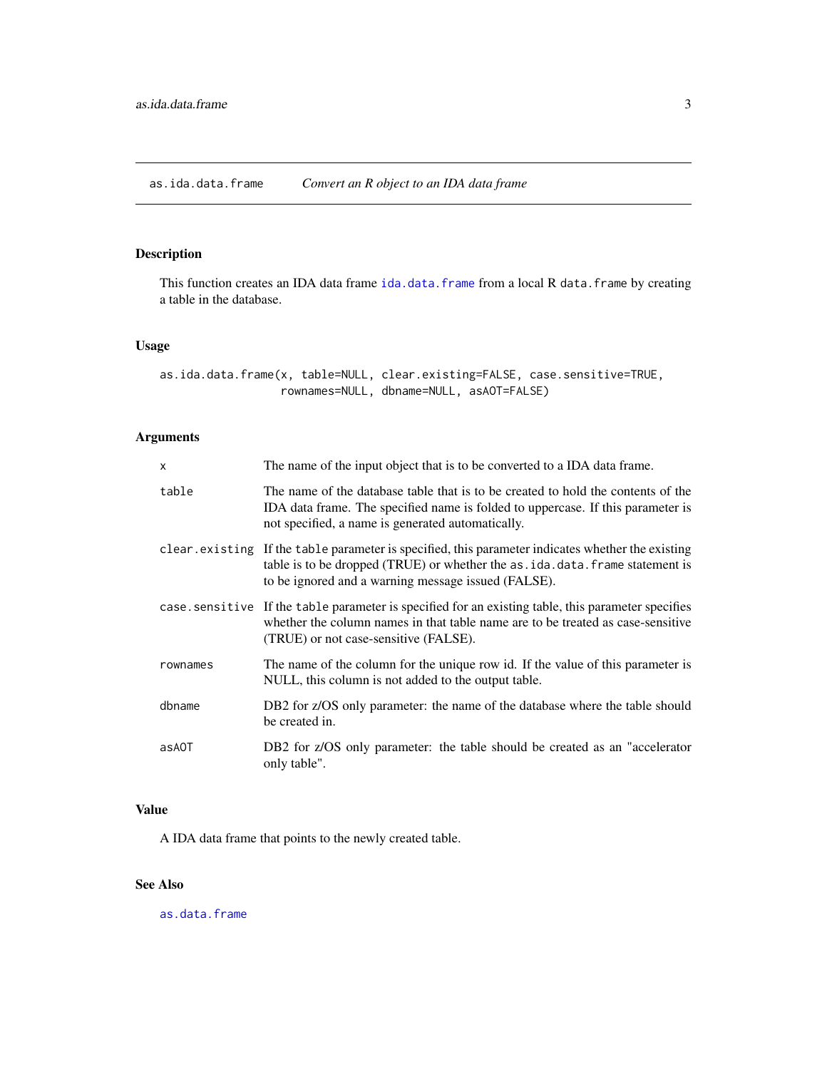## as.ida.data.frame — *Convert an R object to an IDA data frame*

### Description

This function creates an IDA data frame `ida.data.frame` from a local R `data.frame` by creating a table in the database.

### Usage

```
as.ida.data.frame(x, table=NULL, clear.existing=FALSE, case.sensitive=TRUE,
                  rownames=NULL, dbname=NULL, asAOT=FALSE)
```

### Arguments

| | |
|---|---|
| `x` | The name of the input object that is to be converted to a IDA data frame. |
| `table` | The name of the database table that is to be created to hold the contents of the IDA data frame. The specified name is folded to uppercase. If this parameter is not specified, a name is generated automatically. |
| `clear.existing` | If the `table` parameter is specified, this parameter indicates whether the existing table is to be dropped (TRUE) or whether the `as.ida.data.frame` statement is to be ignored and a warning message issued (FALSE). |
| `case.sensitive` | If the `table` parameter is specified for an existing table, this parameter specifies whether the column names in that table name are to be treated as case-sensitive (TRUE) or not case-sensitive (FALSE). |
| `rownames` | The name of the column for the unique row id. If the value of this parameter is NULL, this column is not added to the output table. |
| `dbname` | DB2 for z/OS only parameter: the name of the database where the table should be created in. |
| `asAOT` | DB2 for z/OS only parameter: the table should be created as an "accelerator only table". |

### Value

A IDA data frame that points to the newly created table.

### See Also

`as.data.frame`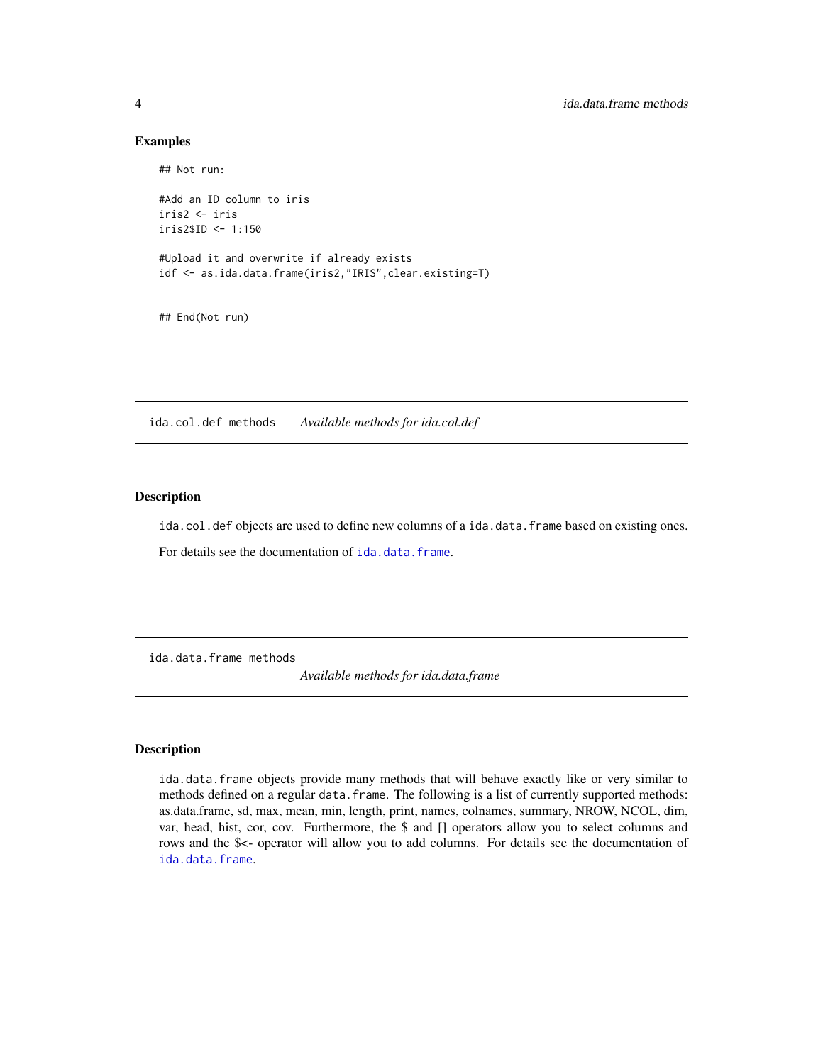### Examples

```
## Not run:

#Add an ID column to iris
iris2 <- iris
iris2$ID <- 1:150

#Upload it and overwrite if already exists
idf <- as.ida.data.frame(iris2,"IRIS",clear.existing=T)


## End(Not run)
```

## ida.col.def methods *Available methods for ida.col.def*

### Description

ida.col.def objects are used to define new columns of a ida.data.frame based on existing ones.

For details see the documentation of ida.data.frame.

## ida.data.frame methods *Available methods for ida.data.frame*

### Description

ida.data.frame objects provide many methods that will behave exactly like or very similar to methods defined on a regular data.frame. The following is a list of currently supported methods: as.data.frame, sd, max, mean, min, length, print, names, colnames, summary, NROW, NCOL, dim, var, head, hist, cor, cov. Furthermore, the $ and [] operators allow you to select columns and rows and the $<- operator will allow you to add columns. For details see the documentation of ida.data.frame.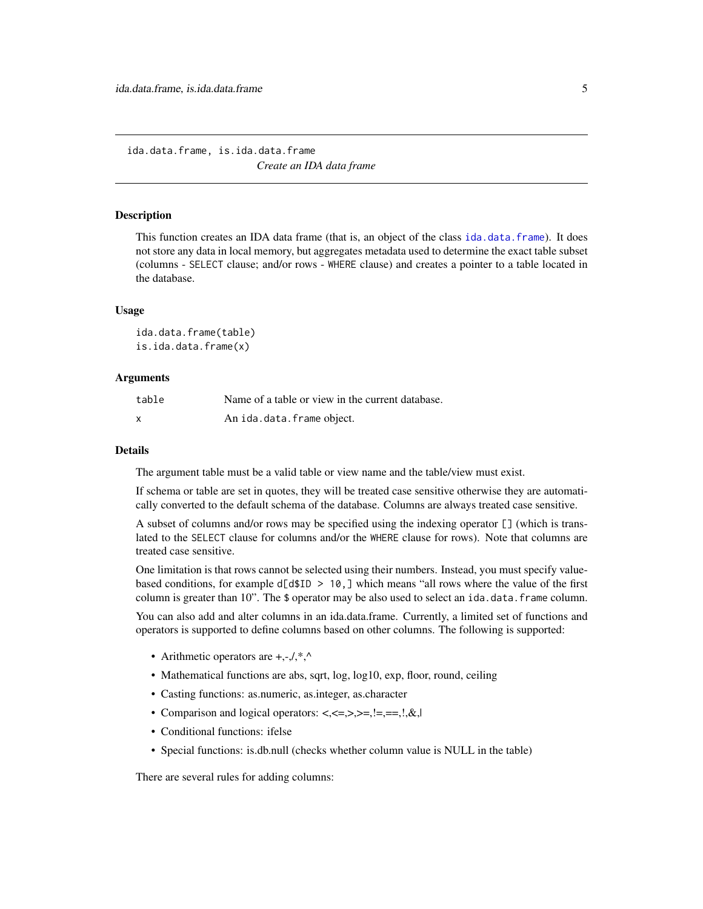## ida.data.frame, is.ida.data.frame

*Create an IDA data frame*

### Description

This function creates an IDA data frame (that is, an object of the class `ida.data.frame`). It does not store any data in local memory, but aggregates metadata used to determine the exact table subset (columns - `SELECT` clause; and/or rows - `WHERE` clause) and creates a pointer to a table located in the database.

### Usage

```
ida.data.frame(table)
is.ida.data.frame(x)
```

### Arguments

| | |
|---|---|
| `table` | Name of a table or view in the current database. |
| `x` | An `ida.data.frame` object. |

### Details

The argument table must be a valid table or view name and the table/view must exist.

If schema or table are set in quotes, they will be treated case sensitive otherwise they are automatically converted to the default schema of the database. Columns are always treated case sensitive.

A subset of columns and/or rows may be specified using the indexing operator `[]` (which is translated to the `SELECT` clause for columns and/or the `WHERE` clause for rows). Note that columns are treated case sensitive.

One limitation is that rows cannot be selected using their numbers. Instead, you must specify value-based conditions, for example `d[d$ID > 10,]` which means “all rows where the value of the first column is greater than 10”. The `$` operator may be also used to select an `ida.data.frame` column.

You can also add and alter columns in an ida.data.frame. Currently, a limited set of functions and operators is supported to define columns based on other columns. The following is supported:

- Arithmetic operators are +,-,/,*,^
- Mathematical functions are abs, sqrt, log, log10, exp, floor, round, ceiling
- Casting functions: as.numeric, as.integer, as.character
- Comparison and logical operators: <,<=,>,>=,!=,==,!,&,|
- Conditional functions: ifelse
- Special functions: is.db.null (checks whether column value is NULL in the table)

There are several rules for adding columns: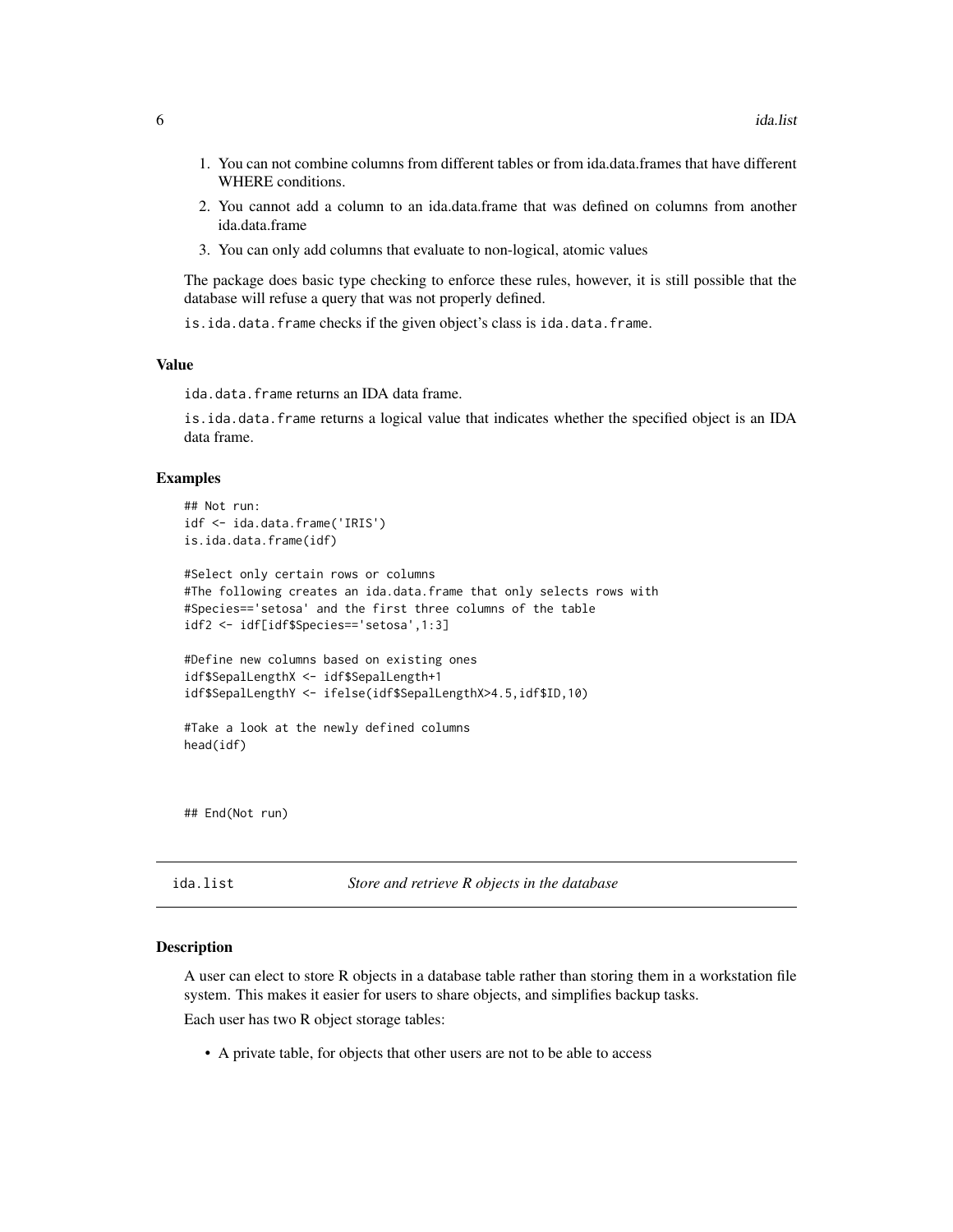1. You can not combine columns from different tables or from ida.data.frames that have different WHERE conditions.
2. You cannot add a column to an ida.data.frame that was defined on columns from another ida.data.frame
3. You can only add columns that evaluate to non-logical, atomic values

The package does basic type checking to enforce these rules, however, it is still possible that the database will refuse a query that was not properly defined.

`is.ida.data.frame` checks if the given object's class is `ida.data.frame`.

### Value

`ida.data.frame` returns an IDA data frame.

`is.ida.data.frame` returns a logical value that indicates whether the specified object is an IDA data frame.

### Examples

```
## Not run:
idf <- ida.data.frame('IRIS')
is.ida.data.frame(idf)

#Select only certain rows or columns
#The following creates an ida.data.frame that only selects rows with
#Species=='setosa' and the first three columns of the table
idf2 <- idf[idf$Species=='setosa',1:3]

#Define new columns based on existing ones
idf$SepalLengthX <- idf$SepalLength+1
idf$SepalLengthY <- ifelse(idf$SepalLengthX>4.5,idf$ID,10)

#Take a look at the newly defined columns
head(idf)



## End(Not run)
```

## ida.list — *Store and retrieve R objects in the database*

### Description

A user can elect to store R objects in a database table rather than storing them in a workstation file system. This makes it easier for users to share objects, and simplifies backup tasks.

Each user has two R object storage tables:

- A private table, for objects that other users are not to be able to access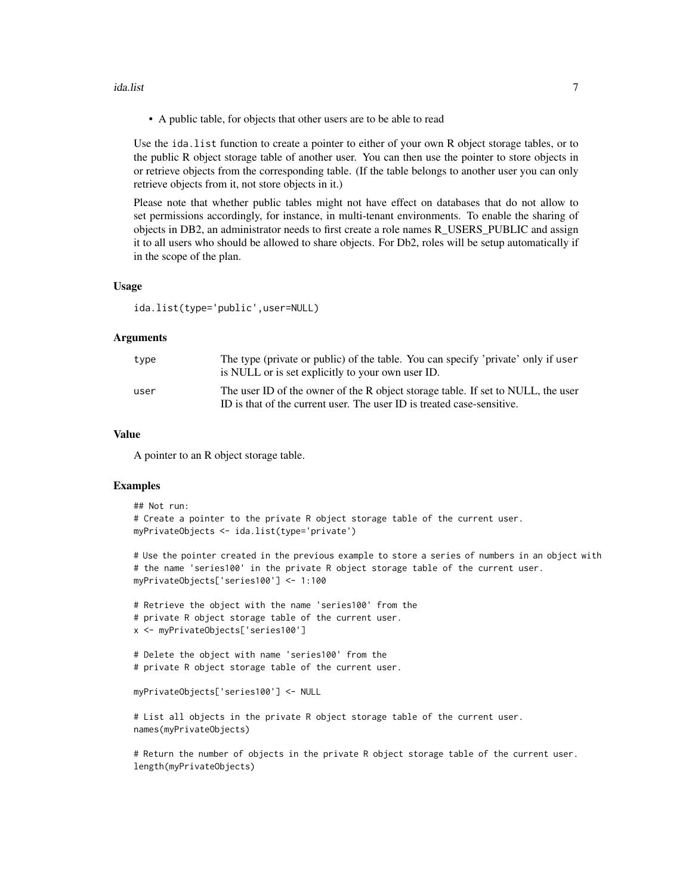- A public table, for objects that other users are to be able to read

Use the `ida.list` function to create a pointer to either of your own R object storage tables, or to the public R object storage table of another user. You can then use the pointer to store objects in or retrieve objects from the corresponding table. (If the table belongs to another user you can only retrieve objects from it, not store objects in it.)

Please note that whether public tables might not have effect on databases that do not allow to set permissions accordingly, for instance, in multi-tenant environments. To enable the sharing of objects in DB2, an administrator needs to first create a role names R_USERS_PUBLIC and assign it to all users who should be allowed to share objects. For Db2, roles will be setup automatically if in the scope of the plan.

### Usage

```
ida.list(type='public',user=NULL)
```

### Arguments

| | |
|---|---|
| `type` | The type (private or public) of the table. You can specify 'private' only if `user` is NULL or is set explicitly to your own user ID. |
| `user` | The user ID of the owner of the R object storage table. If set to NULL, the user ID is that of the current user. The user ID is treated case-sensitive. |

### Value

A pointer to an R object storage table.

### Examples

```
## Not run:
# Create a pointer to the private R object storage table of the current user.
myPrivateObjects <- ida.list(type='private')

# Use the pointer created in the previous example to store a series of numbers in an object with
# the name 'series100' in the private R object storage table of the current user.
myPrivateObjects['series100'] <- 1:100

# Retrieve the object with the name 'series100' from the
# private R object storage table of the current user.
x <- myPrivateObjects['series100']

# Delete the object with name 'series100' from the
# private R object storage table of the current user.

myPrivateObjects['series100'] <- NULL

# List all objects in the private R object storage table of the current user.
names(myPrivateObjects)

# Return the number of objects in the private R object storage table of the current user.
length(myPrivateObjects)
```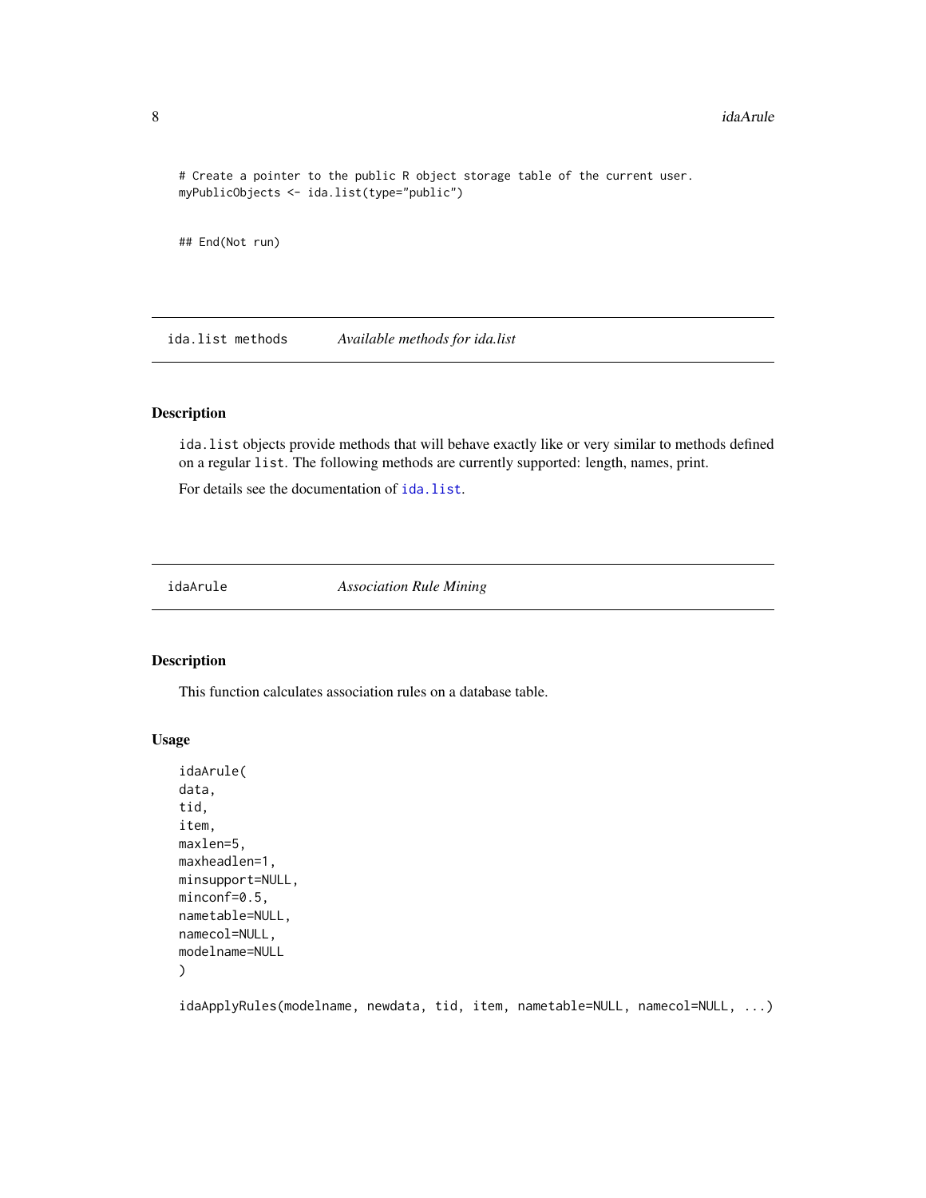```
# Create a pointer to the public R object storage table of the current user.
myPublicObjects <- ida.list(type="public")

## End(Not run)
```

## ida.list methods — *Available methods for ida.list*

### Description

`ida.list` objects provide methods that will behave exactly like or very similar to methods defined on a regular `list`. The following methods are currently supported: length, names, print.

For details see the documentation of `ida.list`.

## idaArule — *Association Rule Mining*

### Description

This function calculates association rules on a database table.

### Usage

```
idaArule(
data,
tid,
item,
maxlen=5,
maxheadlen=1,
minsupport=NULL,
minconf=0.5,
nametable=NULL,
namecol=NULL,
modelname=NULL
)

idaApplyRules(modelname, newdata, tid, item, nametable=NULL, namecol=NULL, ...)
```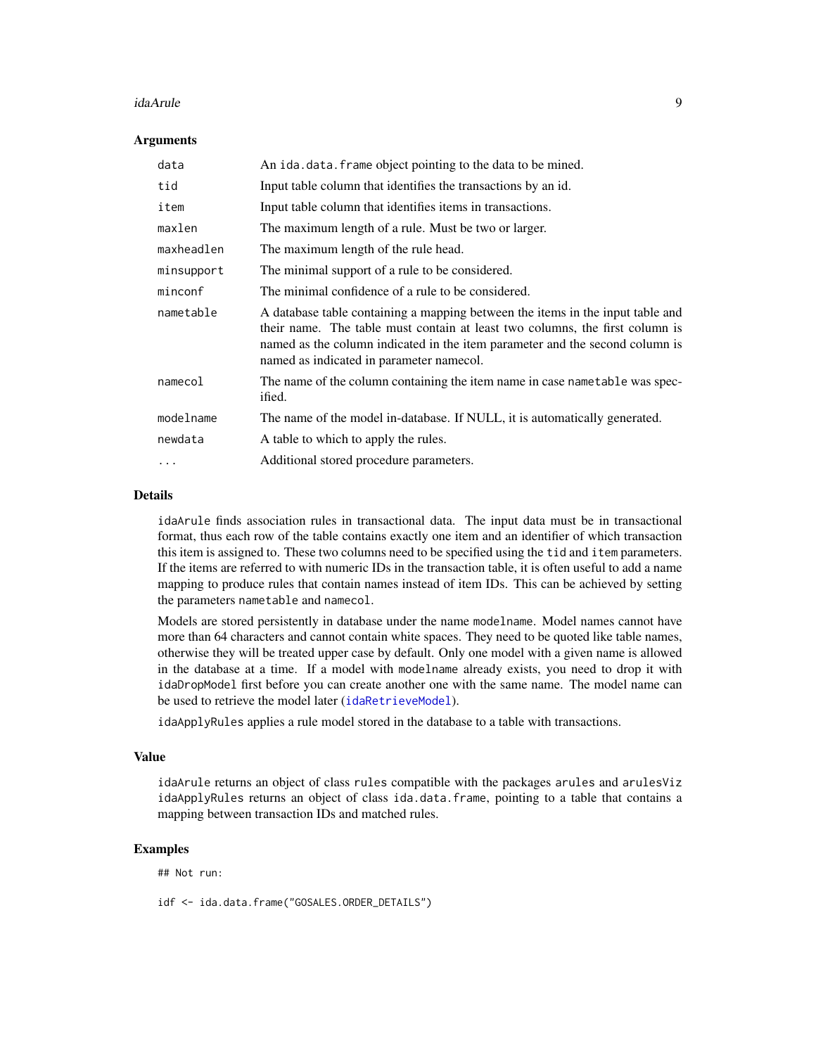### Arguments

| | |
|---|---|
| `data` | An `ida.data.frame` object pointing to the data to be mined. |
| `tid` | Input table column that identifies the transactions by an id. |
| `item` | Input table column that identifies items in transactions. |
| `maxlen` | The maximum length of a rule. Must be two or larger. |
| `maxheadlen` | The maximum length of the rule head. |
| `minsupport` | The minimal support of a rule to be considered. |
| `minconf` | The minimal confidence of a rule to be considered. |
| `nametable` | A database table containing a mapping between the items in the input table and their name. The table must contain at least two columns, the first column is named as the column indicated in the item parameter and the second column is named as indicated in parameter namecol. |
| `namecol` | The name of the column containing the item name in case `nametable` was specified. |
| `modelname` | The name of the model in-database. If NULL, it is automatically generated. |
| `newdata` | A table to which to apply the rules. |
| `...` | Additional stored procedure parameters. |

### Details

`idaArule` finds association rules in transactional data. The input data must be in transactional format, thus each row of the table contains exactly one item and an identifier of which transaction this item is assigned to. These two columns need to be specified using the `tid` and `item` parameters. If the items are referred to with numeric IDs in the transaction table, it is often useful to add a name mapping to produce rules that contain names instead of item IDs. This can be achieved by setting the parameters `nametable` and `namecol`.

Models are stored persistently in database under the name `modelname`. Model names cannot have more than 64 characters and cannot contain white spaces. They need to be quoted like table names, otherwise they will be treated upper case by default. Only one model with a given name is allowed in the database at a time. If a model with `modelname` already exists, you need to drop it with `idaDropModel` first before you can create another one with the same name. The model name can be used to retrieve the model later (`idaRetrieveModel`).

`idaApplyRules` applies a rule model stored in the database to a table with transactions.

### Value

`idaArule` returns an object of class `rules` compatible with the packages `arules` and `arulesViz` `idaApplyRules` returns an object of class `ida.data.frame`, pointing to a table that contains a mapping between transaction IDs and matched rules.

### Examples

```
## Not run:

idf <- ida.data.frame("GOSALES.ORDER_DETAILS")
```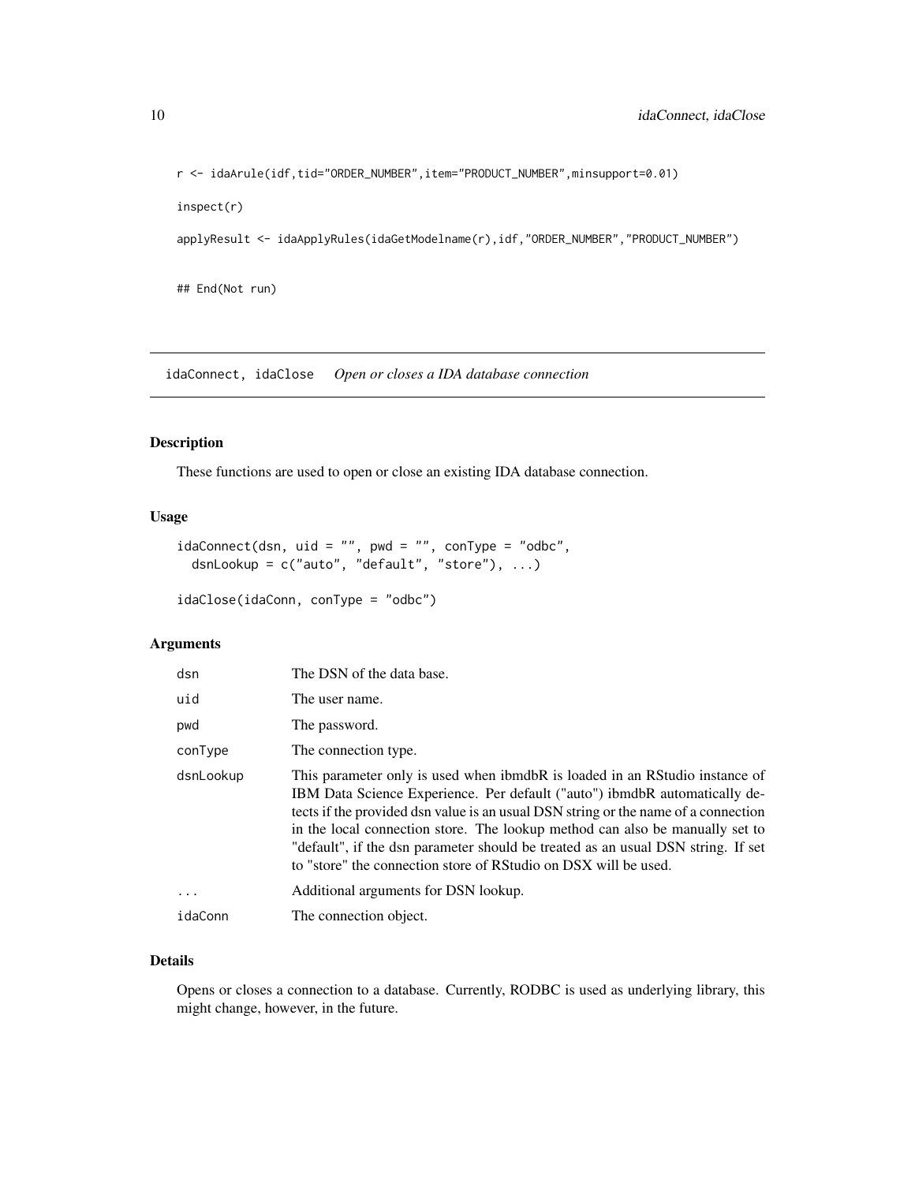```
r <- idaArule(idf,tid="ORDER_NUMBER",item="PRODUCT_NUMBER",minsupport=0.01)

inspect(r)

applyResult <- idaApplyRules(idaGetModelname(r),idf,"ORDER_NUMBER","PRODUCT_NUMBER")


## End(Not run)
```

---

## idaConnect, idaClose *Open or closes a IDA database connection*

---

### Description

These functions are used to open or close an existing IDA database connection.

### Usage

```
idaConnect(dsn, uid = "", pwd = "", conType = "odbc",
  dsnLookup = c("auto", "default", "store"), ...)

idaClose(idaConn, conType = "odbc")
```

### Arguments

| | |
|---|---|
| dsn | The DSN of the data base. |
| uid | The user name. |
| pwd | The password. |
| conType | The connection type. |
| dsnLookup | This parameter only is used when ibmdbR is loaded in an RStudio instance of IBM Data Science Experience. Per default ("auto") ibmdbR automatically detects if the provided dsn value is an usual DSN string or the name of a connection in the local connection store. The lookup method can also be manually set to "default", if the dsn parameter should be treated as an usual DSN string. If set to "store" the connection store of RStudio on DSX will be used. |
| ... | Additional arguments for DSN lookup. |
| idaConn | The connection object. |

### Details

Opens or closes a connection to a database. Currently, RODBC is used as underlying library, this might change, however, in the future.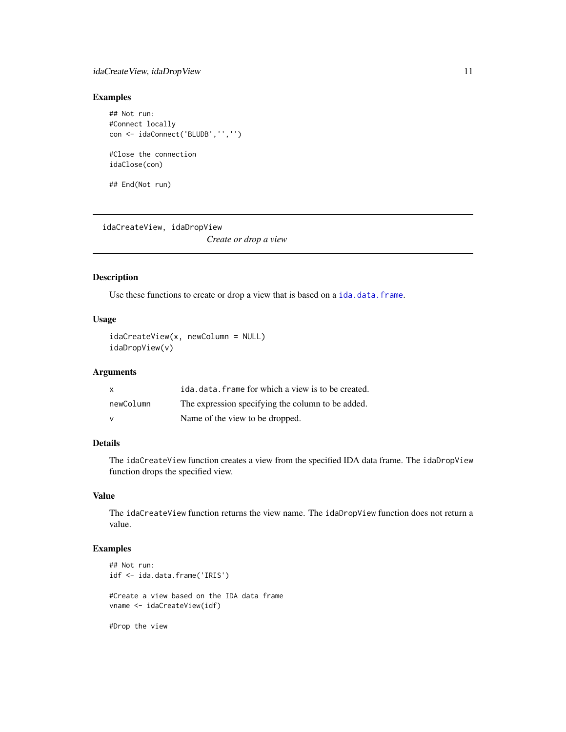### Examples

```
## Not run:
#Connect locally
con <- idaConnect('BLUDB','','')

#Close the connection
idaClose(con)

## End(Not run)
```

---

## idaCreateView, idaDropView

*Create or drop a view*

---

### Description

Use these functions to create or drop a view that is based on a `ida.data.frame`.

### Usage

```
idaCreateView(x, newColumn = NULL)
idaDropView(v)
```

### Arguments

| | |
|---|---|
| x | `ida.data.frame` for which a view is to be created. |
| newColumn | The expression specifying the column to be added. |
| v | Name of the view to be dropped. |

### Details

The `idaCreateView` function creates a view from the specified IDA data frame. The `idaDropView` function drops the specified view.

### Value

The `idaCreateView` function returns the view name. The `idaDropView` function does not return a value.

### Examples

```
## Not run:
idf <- ida.data.frame('IRIS')

#Create a view based on the IDA data frame
vname <- idaCreateView(idf)

#Drop the view
```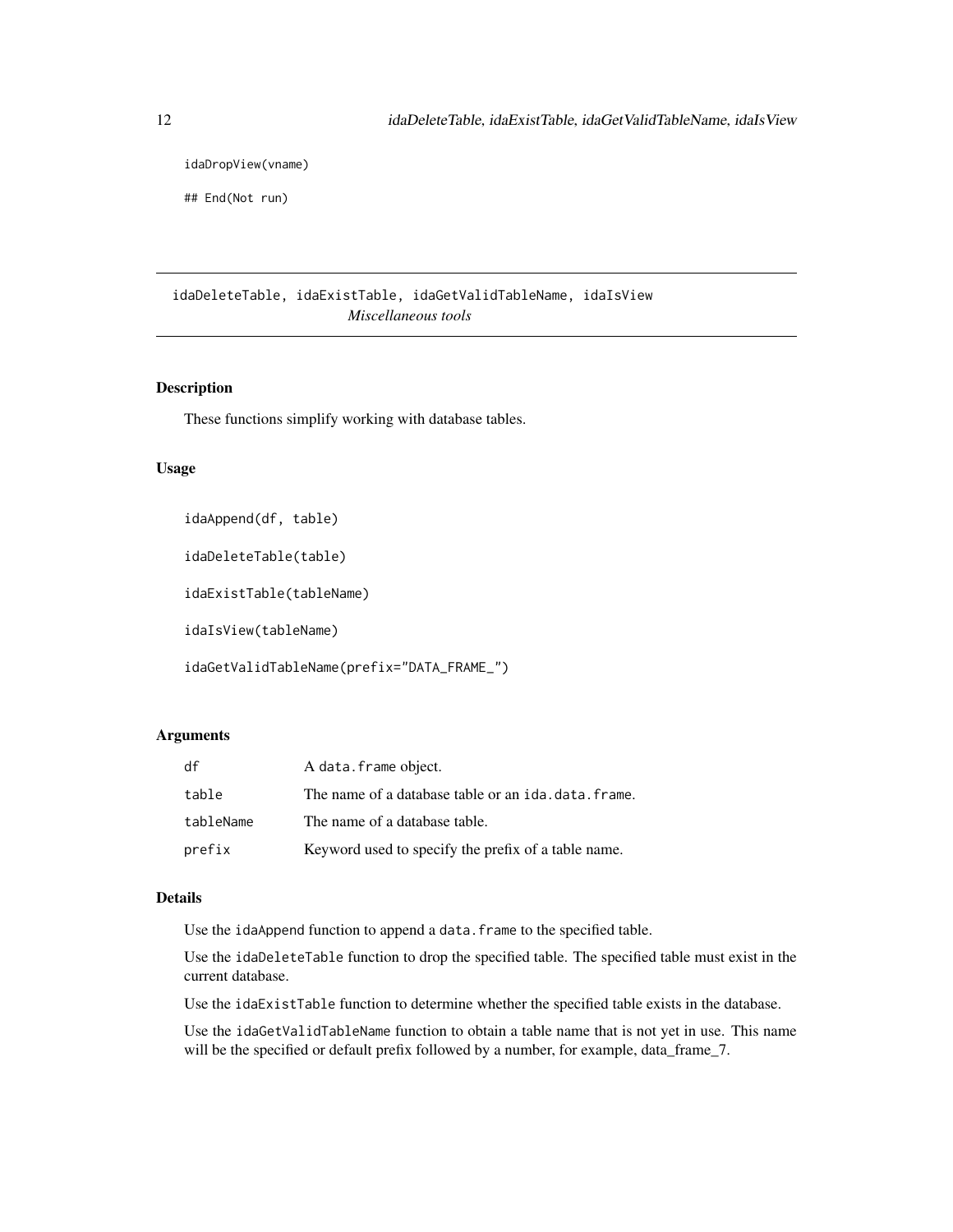```
idaDropView(vname)

## End(Not run)
```

## idaDeleteTable, idaExistTable, idaGetValidTableName, idaIsView

*Miscellaneous tools*

### Description

These functions simplify working with database tables.

### Usage

```
idaAppend(df, table)

idaDeleteTable(table)

idaExistTable(tableName)

idaIsView(tableName)

idaGetValidTableName(prefix="DATA_FRAME_")
```

### Arguments

| | |
|---|---|
| df | A `data.frame` object. |
| table | The name of a database table or an `ida.data.frame`. |
| tableName | The name of a database table. |
| prefix | Keyword used to specify the prefix of a table name. |

### Details

Use the `idaAppend` function to append a `data.frame` to the specified table.

Use the `idaDeleteTable` function to drop the specified table. The specified table must exist in the current database.

Use the `idaExistTable` function to determine whether the specified table exists in the database.

Use the `idaGetValidTableName` function to obtain a table name that is not yet in use. This name will be the specified or default prefix followed by a number, for example, data_frame_7.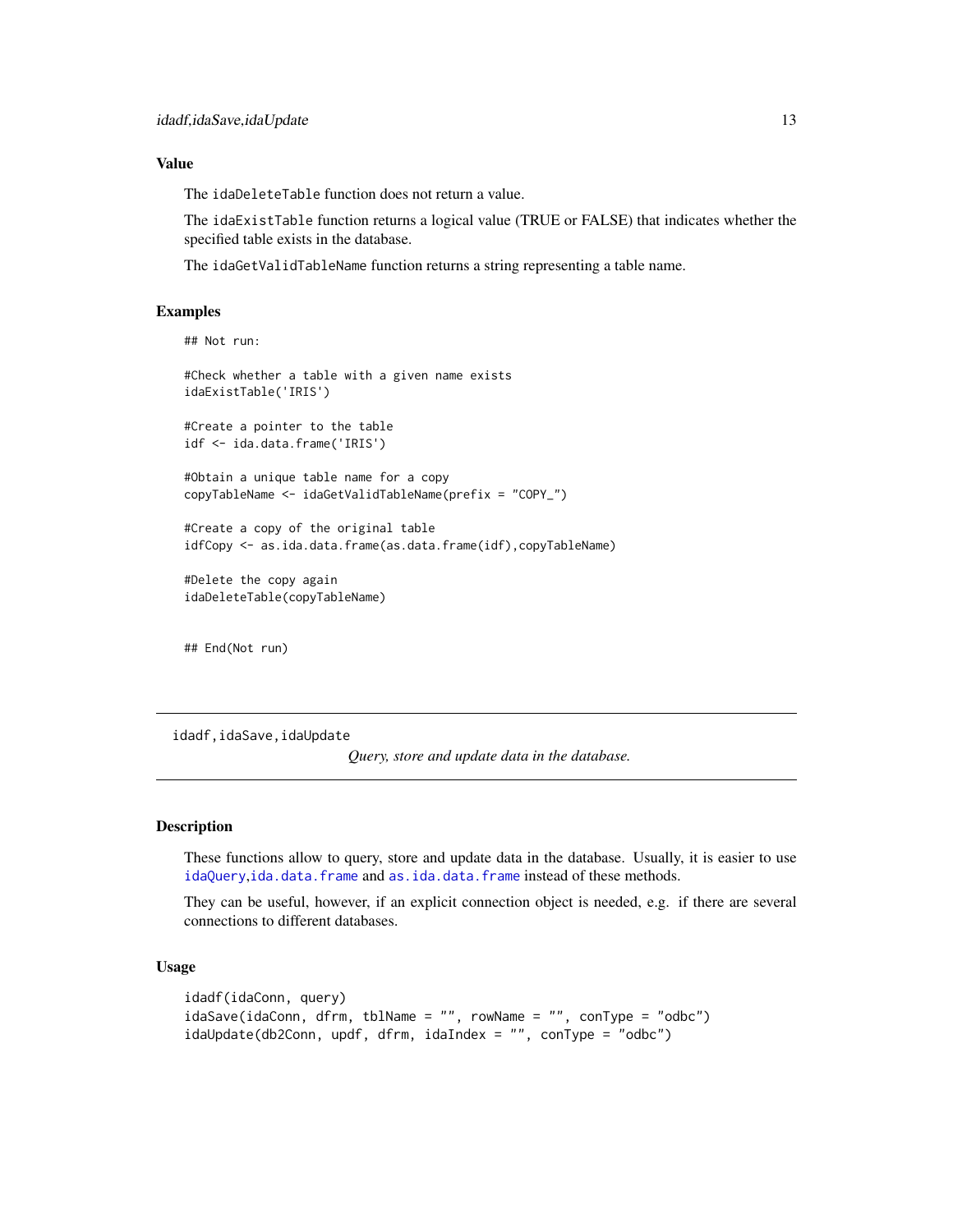### Value

The `idaDeleteTable` function does not return a value.

The `idaExistTable` function returns a logical value (TRUE or FALSE) that indicates whether the specified table exists in the database.

The `idaGetValidTableName` function returns a string representing a table name.

### Examples

```
## Not run:

#Check whether a table with a given name exists
idaExistTable('IRIS')

#Create a pointer to the table
idf <- ida.data.frame('IRIS')

#Obtain a unique table name for a copy
copyTableName <- idaGetValidTableName(prefix = "COPY_")

#Create a copy of the original table
idfCopy <- as.ida.data.frame(as.data.frame(idf),copyTableName)

#Delete the copy again
idaDeleteTable(copyTableName)


## End(Not run)
```

---

## idadf,idaSave,idaUpdate

*Query, store and update data in the database.*

---

### Description

These functions allow to query, store and update data in the database. Usually, it is easier to use `idaQuery`,`ida.data.frame` and `as.ida.data.frame` instead of these methods.

They can be useful, however, if an explicit connection object is needed, e.g. if there are several connections to different databases.

### Usage

```
idadf(idaConn, query)
idaSave(idaConn, dfrm, tblName = "", rowName = "", conType = "odbc")
idaUpdate(db2Conn, updf, dfrm, idaIndex = "", conType = "odbc")
```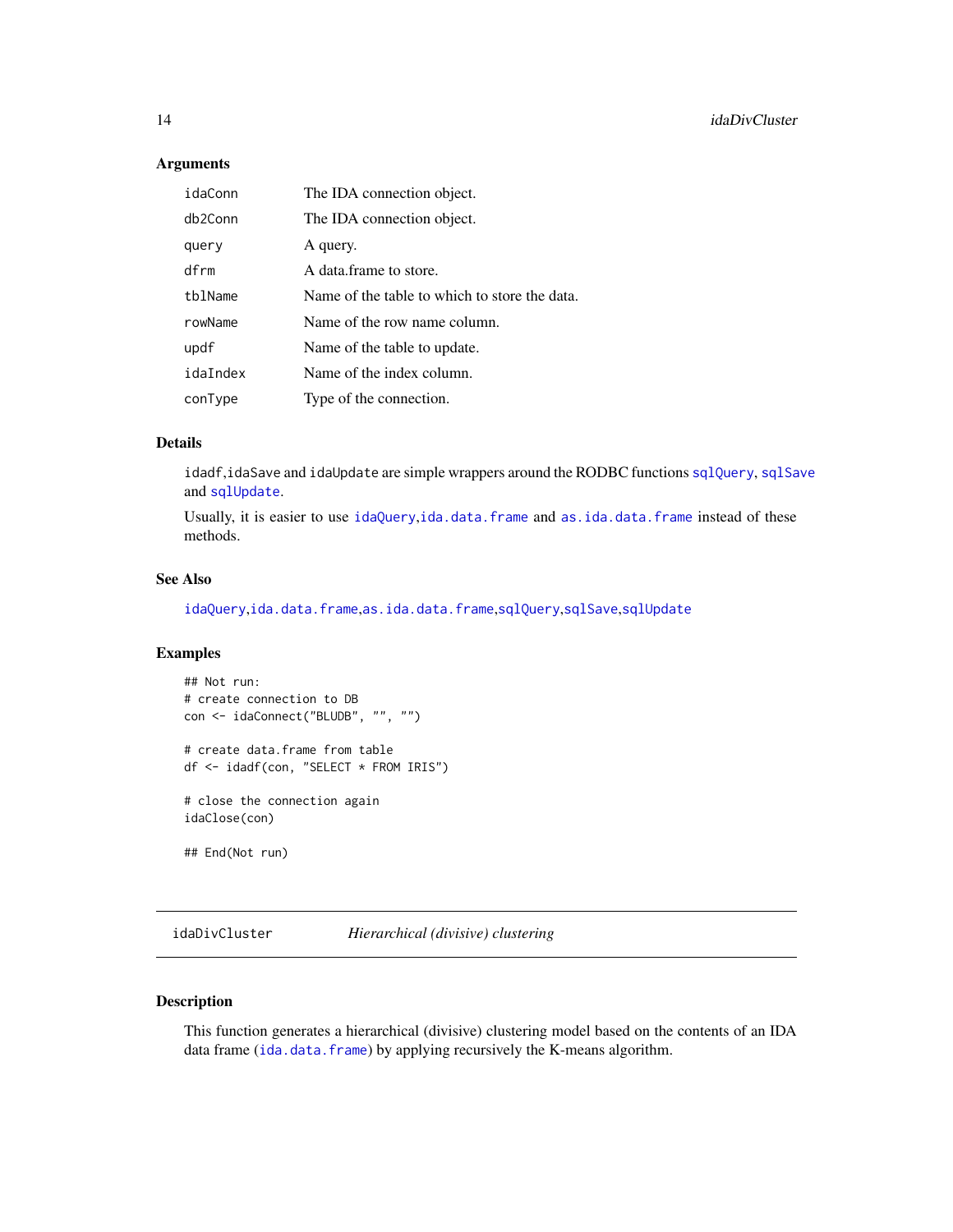### Arguments

| | |
|---|---|
| `idaConn` | The IDA connection object. |
| `db2Conn` | The IDA connection object. |
| `query` | A query. |
| `dfrm` | A data.frame to store. |
| `tblName` | Name of the table to which to store the data. |
| `rowName` | Name of the row name column. |
| `updf` | Name of the table to update. |
| `idaIndex` | Name of the index column. |
| `conType` | Type of the connection. |

### Details

`idadf`,`idaSave` and `idaUpdate` are simple wrappers around the RODBC functions `sqlQuery`, `sqlSave` and `sqlUpdate`.

Usually, it is easier to use `idaQuery`,`ida.data.frame` and `as.ida.data.frame` instead of these methods.

### See Also

`idaQuery`,`ida.data.frame`,`as.ida.data.frame`,`sqlQuery`,`sqlSave`,`sqlUpdate`

### Examples

```
## Not run:
# create connection to DB
con <- idaConnect("BLUDB", "", "")

# create data.frame from table
df <- idadf(con, "SELECT * FROM IRIS")

# close the connection again
idaClose(con)

## End(Not run)
```

---

## idaDivCluster — *Hierarchical (divisive) clustering*

---

### Description

This function generates a hierarchical (divisive) clustering model based on the contents of an IDA data frame (`ida.data.frame`) by applying recursively the K-means algorithm.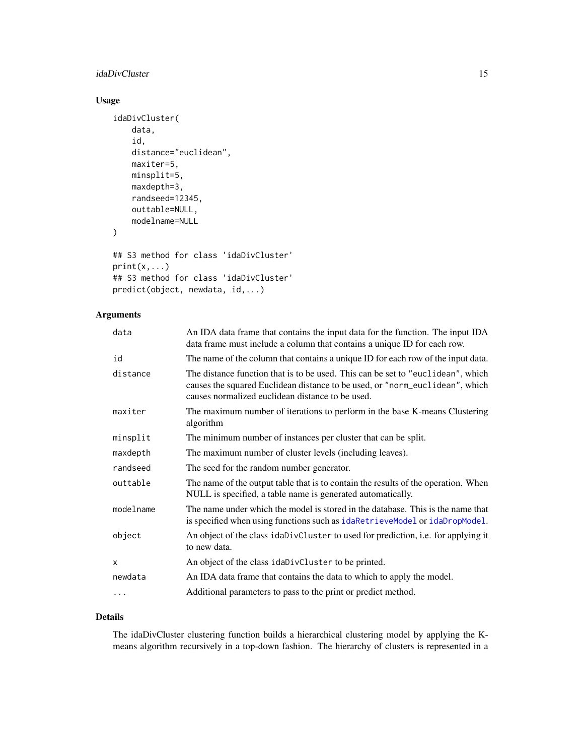## Usage

```
idaDivCluster(
    data,
    id,
    distance="euclidean",
    maxiter=5,
    minsplit=5,
    maxdepth=3,
    randseed=12345,
    outtable=NULL,
    modelname=NULL
)

## S3 method for class 'idaDivCluster'
print(x,...)
## S3 method for class 'idaDivCluster'
predict(object, newdata, id,...)
```

## Arguments

| | |
|---|---|
| `data` | An IDA data frame that contains the input data for the function. The input IDA data frame must include a column that contains a unique ID for each row. |
| `id` | The name of the column that contains a unique ID for each row of the input data. |
| `distance` | The distance function that is to be used. This can be set to "euclidean", which causes the squared Euclidean distance to be used, or "norm_euclidean", which causes normalized euclidean distance to be used. |
| `maxiter` | The maximum number of iterations to perform in the base K-means Clustering algorithm |
| `minsplit` | The minimum number of instances per cluster that can be split. |
| `maxdepth` | The maximum number of cluster levels (including leaves). |
| `randseed` | The seed for the random number generator. |
| `outtable` | The name of the output table that is to contain the results of the operation. When NULL is specified, a table name is generated automatically. |
| `modelname` | The name under which the model is stored in the database. This is the name that is specified when using functions such as `idaRetrieveModel` or `idaDropModel`. |
| `object` | An object of the class `idaDivCluster` to used for prediction, i.e. for applying it to new data. |
| `x` | An object of the class `idaDivCluster` to be printed. |
| `newdata` | An IDA data frame that contains the data to which to apply the model. |
| `...` | Additional parameters to pass to the print or predict method. |

## Details

The idaDivCluster clustering function builds a hierarchical clustering model by applying the K-means algorithm recursively in a top-down fashion. The hierarchy of clusters is represented in a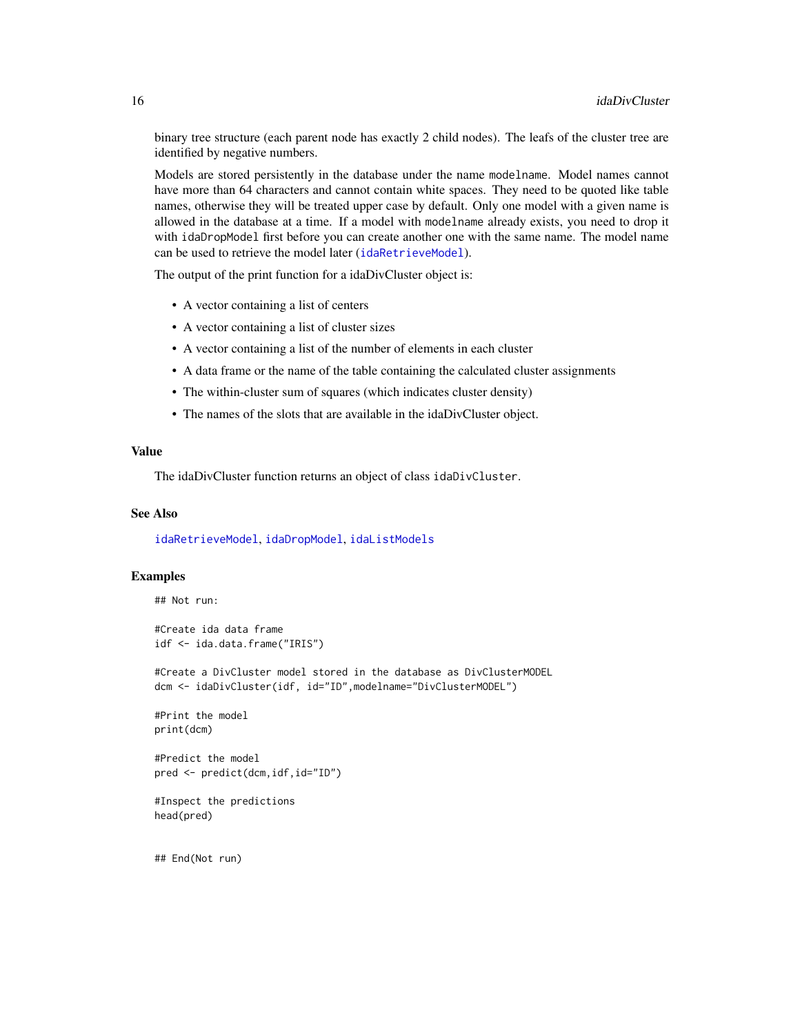binary tree structure (each parent node has exactly 2 child nodes). The leafs of the cluster tree are identified by negative numbers.

Models are stored persistently in the database under the name `modelname`. Model names cannot have more than 64 characters and cannot contain white spaces. They need to be quoted like table names, otherwise they will be treated upper case by default. Only one model with a given name is allowed in the database at a time. If a model with `modelname` already exists, you need to drop it with `idaDropModel` first before you can create another one with the same name. The model name can be used to retrieve the model later (`idaRetrieveModel`).

The output of the print function for a idaDivCluster object is:

- A vector containing a list of centers
- A vector containing a list of cluster sizes
- A vector containing a list of the number of elements in each cluster
- A data frame or the name of the table containing the calculated cluster assignments
- The within-cluster sum of squares (which indicates cluster density)
- The names of the slots that are available in the idaDivCluster object.

## Value

The idaDivCluster function returns an object of class `idaDivCluster`.

## See Also

`idaRetrieveModel`, `idaDropModel`, `idaListModels`

## Examples

```
## Not run:

#Create ida data frame
idf <- ida.data.frame("IRIS")

#Create a DivCluster model stored in the database as DivClusterMODEL
dcm <- idaDivCluster(idf, id="ID",modelname="DivClusterMODEL")

#Print the model
print(dcm)

#Predict the model
pred <- predict(dcm,idf,id="ID")

#Inspect the predictions
head(pred)


## End(Not run)
```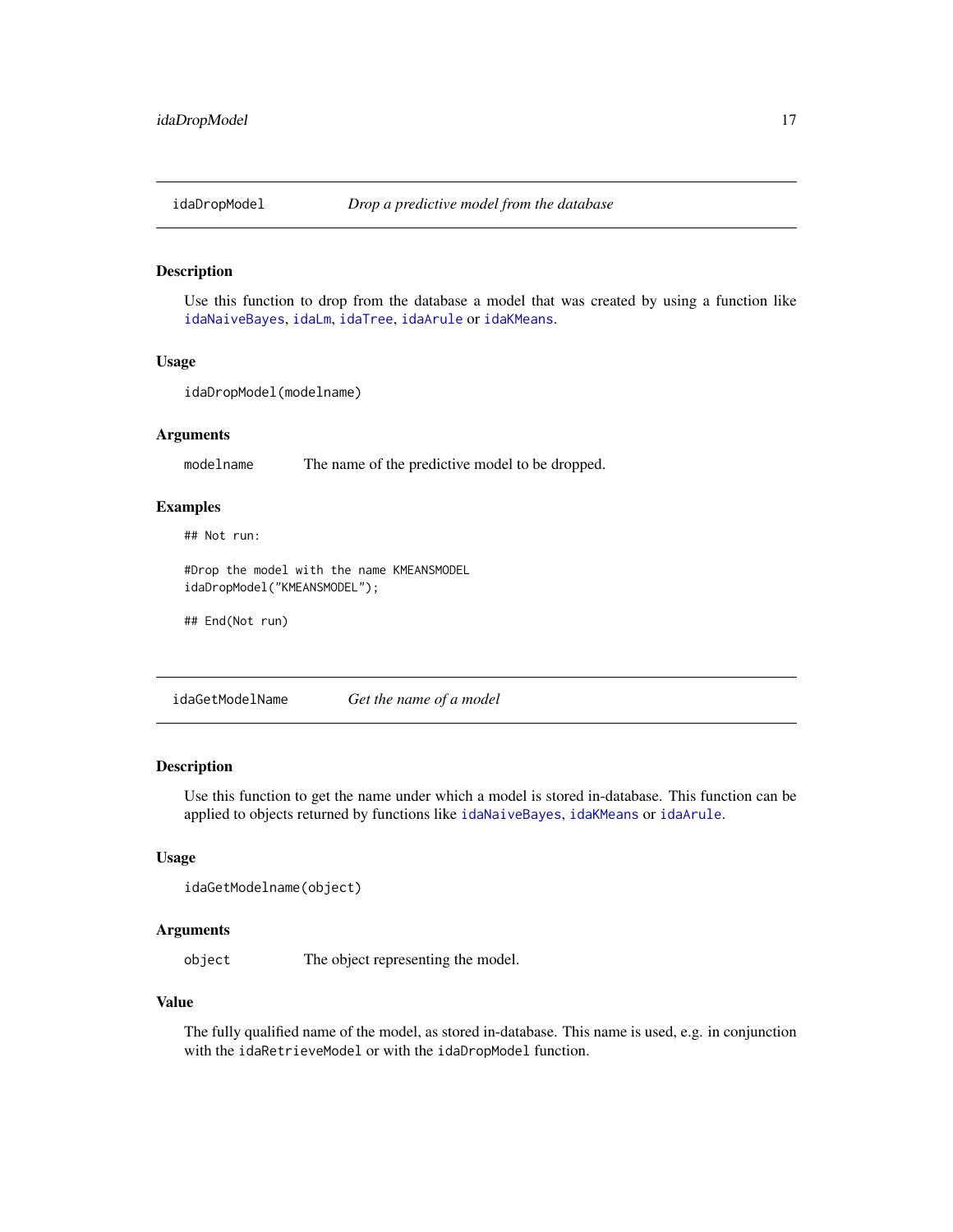## idaDropModel — *Drop a predictive model from the database*

### Description

Use this function to drop from the database a model that was created by using a function like idaNaiveBayes, idaLm, idaTree, idaArule or idaKMeans.

### Usage

```
idaDropModel(modelname)
```

### Arguments

| | |
|---|---|
| modelname | The name of the predictive model to be dropped. |

### Examples

```
## Not run:

#Drop the model with the name KMEANSMODEL
idaDropModel("KMEANSMODEL");

## End(Not run)
```

## idaGetModelName — *Get the name of a model*

### Description

Use this function to get the name under which a model is stored in-database. This function can be applied to objects returned by functions like idaNaiveBayes, idaKMeans or idaArule.

### Usage

```
idaGetModelname(object)
```

### Arguments

| | |
|---|---|
| object | The object representing the model. |

### Value

The fully qualified name of the model, as stored in-database. This name is used, e.g. in conjunction with the idaRetrieveModel or with the idaDropModel function.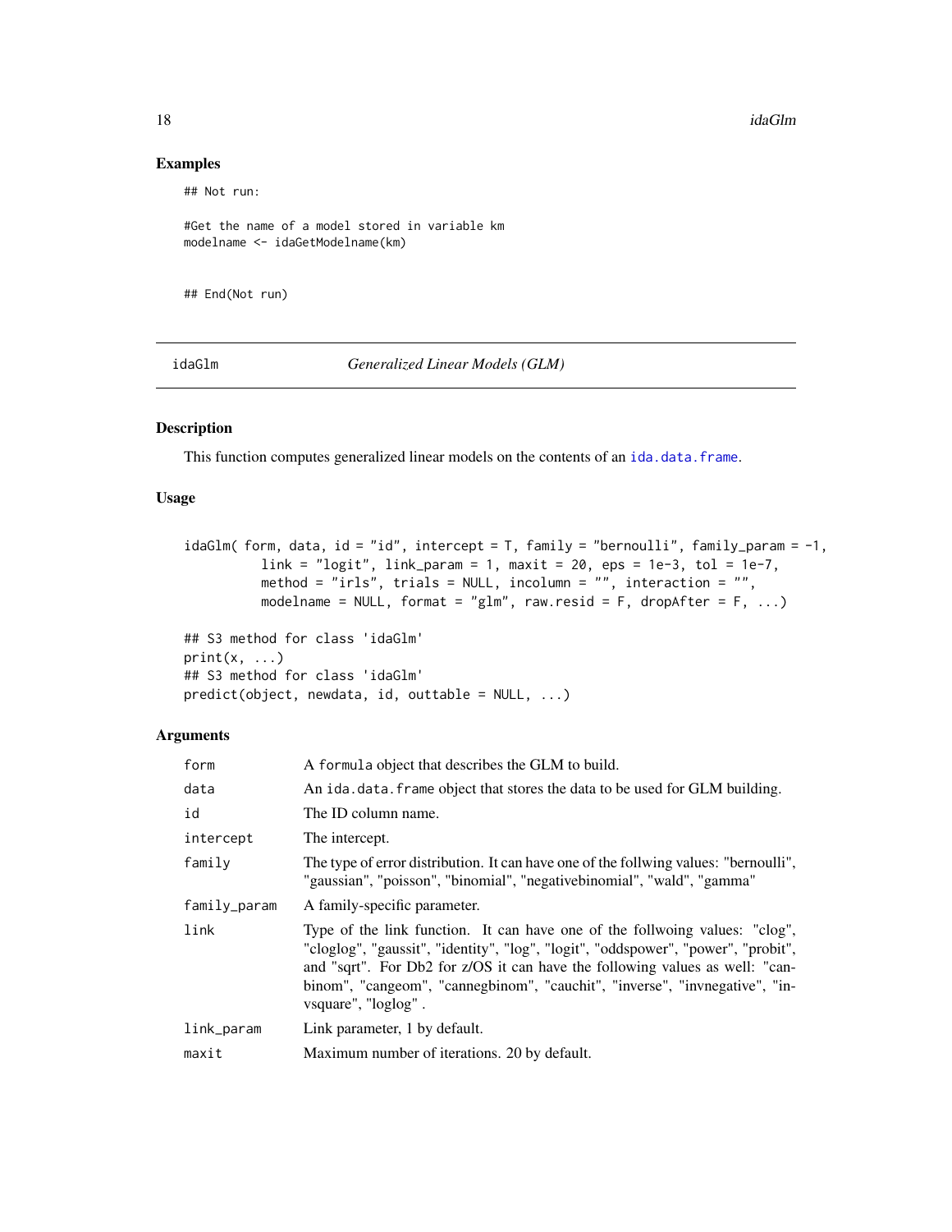## Examples

```
## Not run:

#Get the name of a model stored in variable km
modelname <- idaGetModelname(km)


## End(Not run)
```

---

# idaGlm *Generalized Linear Models (GLM)*

---

## Description

This function computes generalized linear models on the contents of an ida.data.frame.

## Usage

```
idaGlm( form, data, id = "id", intercept = T, family = "bernoulli", family_param = -1,
          link = "logit", link_param = 1, maxit = 20, eps = 1e-3, tol = 1e-7,
          method = "irls", trials = NULL, incolumn = "", interaction = "",
          modelname = NULL, format = "glm", raw.resid = F, dropAfter = F, ...)

## S3 method for class 'idaGlm'
print(x, ...)
## S3 method for class 'idaGlm'
predict(object, newdata, id, outtable = NULL, ...)
```

## Arguments

| | |
|---|---|
| form | A formula object that describes the GLM to build. |
| data | An ida.data.frame object that stores the data to be used for GLM building. |
| id | The ID column name. |
| intercept | The intercept. |
| family | The type of error distribution. It can have one of the follwing values: "bernoulli", "gaussian", "poisson", "binomial", "negativebinomial", "wald", "gamma" |
| family_param | A family-specific parameter. |
| link | Type of the link function. It can have one of the follwoing values: "clog", "cloglog", "gaussit", "identity", "log", "logit", "oddspower", "power", "probit", and "sqrt". For Db2 for z/OS it can have the following values as well: "canbinom", "cangeom", "cannegbinom", "cauchit", "inverse", "invnegative", "invsquare", "loglog" . |
| link_param | Link parameter, 1 by default. |
| maxit | Maximum number of iterations. 20 by default. |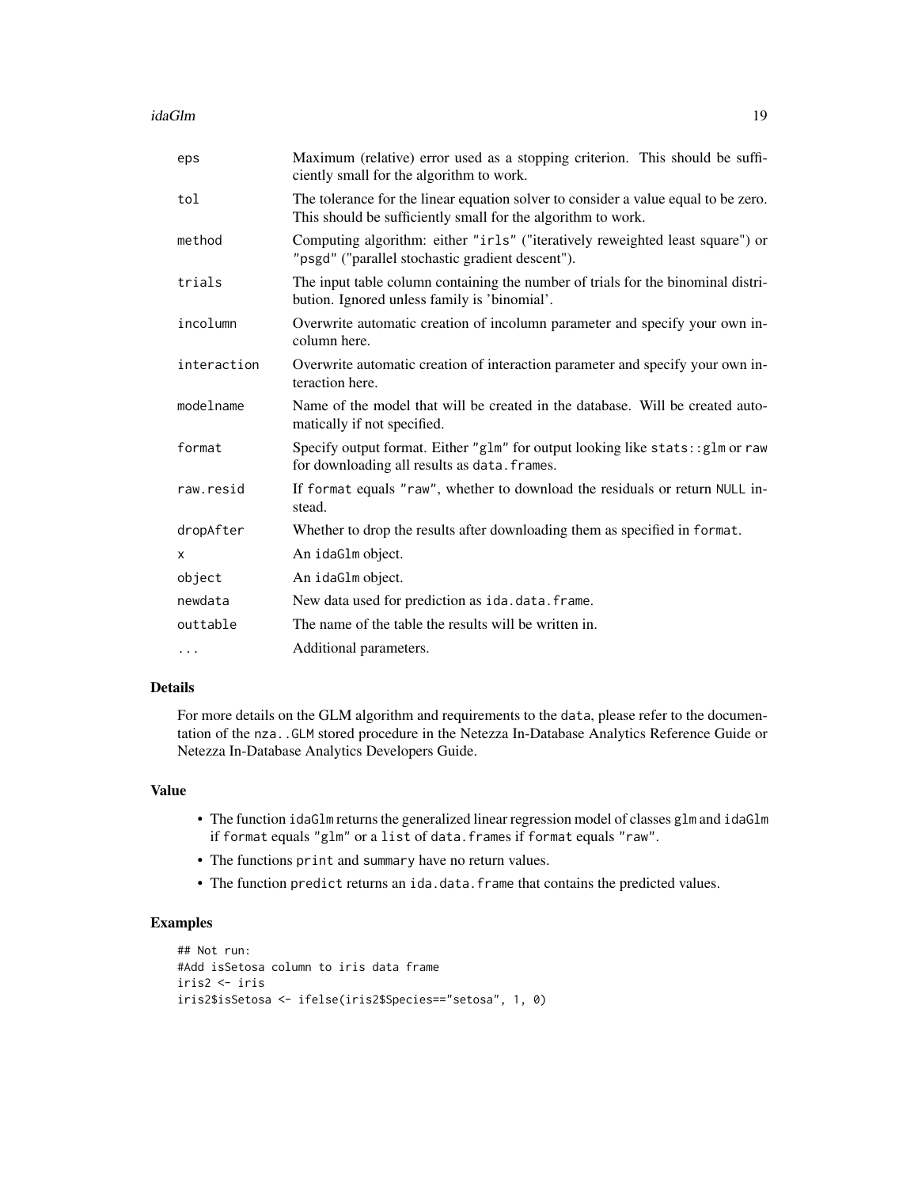| | |
|---|---|
| eps | Maximum (relative) error used as a stopping criterion. This should be sufficiently small for the algorithm to work. |
| tol | The tolerance for the linear equation solver to consider a value equal to be zero. This should be sufficiently small for the algorithm to work. |
| method | Computing algorithm: either "irls" ("iteratively reweighted least square") or "psgd" ("parallel stochastic gradient descent"). |
| trials | The input table column containing the number of trials for the binominal distribution. Ignored unless family is 'binomial'. |
| incolumn | Overwrite automatic creation of incolumn parameter and specify your own incolumn here. |
| interaction | Overwrite automatic creation of interaction parameter and specify your own interaction here. |
| modelname | Name of the model that will be created in the database. Will be created automatically if not specified. |
| format | Specify output format. Either "glm" for output looking like stats::glm or raw for downloading all results as data.frames. |
| raw.resid | If format equals "raw", whether to download the residuals or return NULL instead. |
| dropAfter | Whether to drop the results after downloading them as specified in format. |
| x | An idaGlm object. |
| object | An idaGlm object. |
| newdata | New data used for prediction as ida.data.frame. |
| outtable | The name of the table the results will be written in. |
| ... | Additional parameters. |

### Details

For more details on the GLM algorithm and requirements to the data, please refer to the documentation of the nza..GLM stored procedure in the Netezza In-Database Analytics Reference Guide or Netezza In-Database Analytics Developers Guide.

### Value

- The function idaGlm returns the generalized linear regression model of classes glm and idaGlm if format equals "glm" or a list of data.frames if format equals "raw".
- The functions print and summary have no return values.
- The function predict returns an ida.data.frame that contains the predicted values.

### Examples

```
## Not run:
#Add isSetosa column to iris data frame
iris2 <- iris
iris2$isSetosa <- ifelse(iris2$Species=="setosa", 1, 0)
```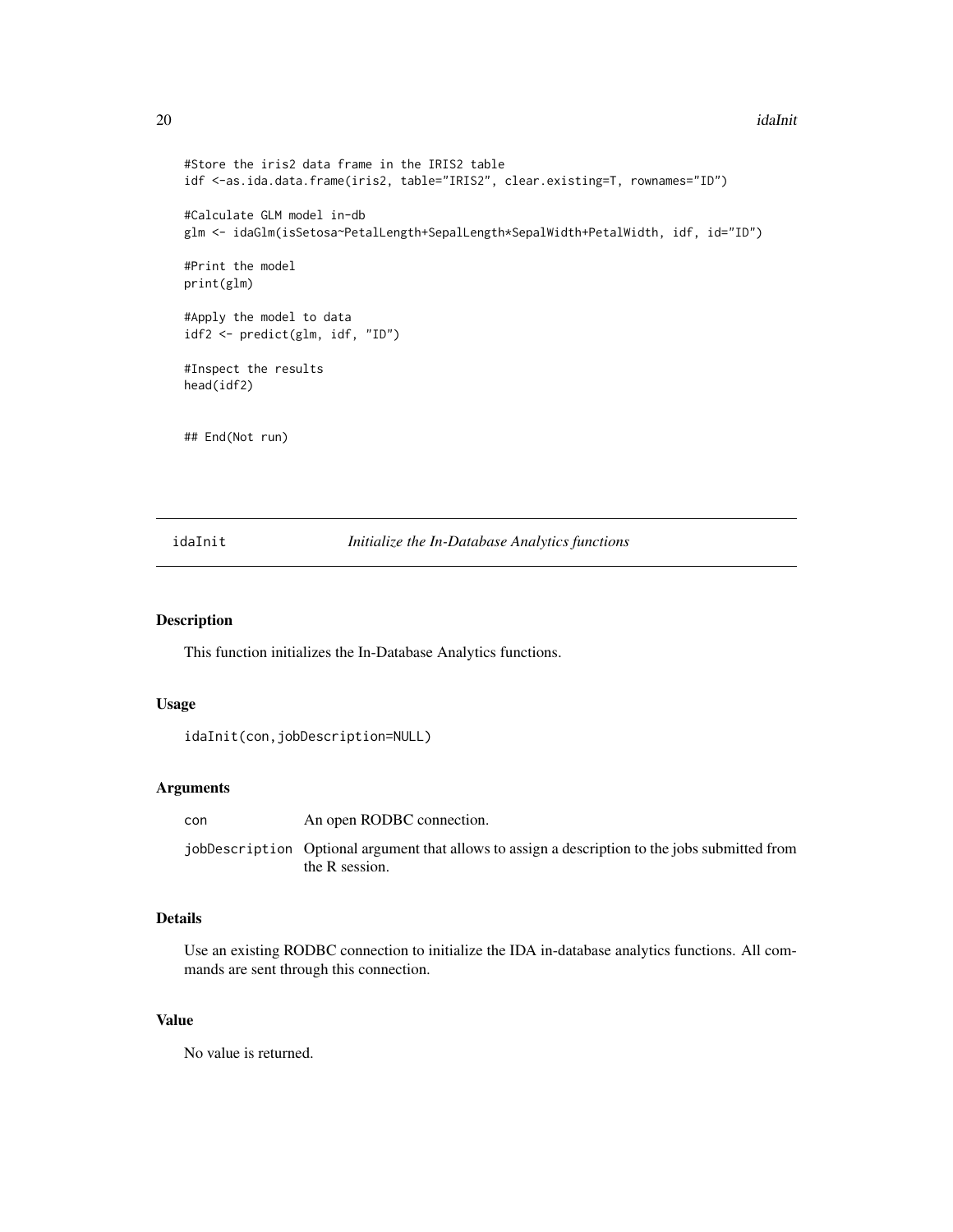```
#Store the iris2 data frame in the IRIS2 table
idf <-as.ida.data.frame(iris2, table="IRIS2", clear.existing=T, rownames="ID")

#Calculate GLM model in-db
glm <- idaGlm(isSetosa~PetalLength+SepalLength*SepalWidth+PetalWidth, idf, id="ID")

#Print the model
print(glm)

#Apply the model to data
idf2 <- predict(glm, idf, "ID")

#Inspect the results
head(idf2)


## End(Not run)
```

---

## idaInit *Initialize the In-Database Analytics functions*

---

### Description

This function initializes the In-Database Analytics functions.

### Usage

```
idaInit(con,jobDescription=NULL)
```

### Arguments

| | |
|---|---|
| `con` | An open RODBC connection. |
| `jobDescription` | Optional argument that allows to assign a description to the jobs submitted from the R session. |

### Details

Use an existing RODBC connection to initialize the IDA in-database analytics functions. All commands are sent through this connection.

### Value

No value is returned.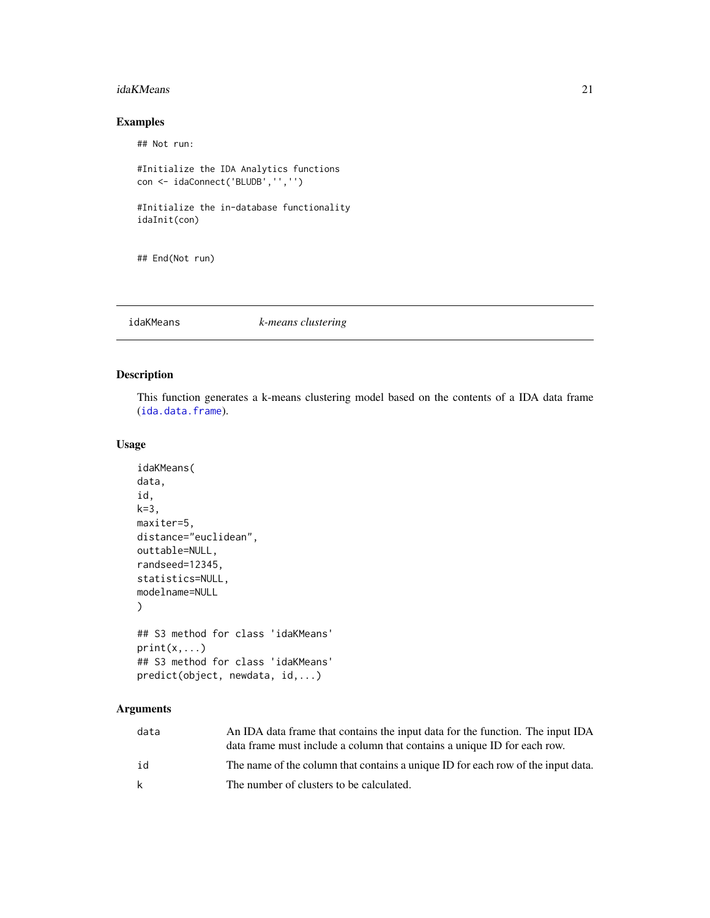## Examples

```
## Not run:

#Initialize the IDA Analytics functions
con <- idaConnect('BLUDB','','')

#Initialize the in-database functionality
idaInit(con)


## End(Not run)
```

---

## idaKMeans *k-means clustering*

---

### Description

This function generates a k-means clustering model based on the contents of a IDA data frame (`ida.data.frame`).

### Usage

```
idaKMeans(
data,
id,
k=3,
maxiter=5,
distance="euclidean",
outtable=NULL,
randseed=12345,
statistics=NULL,
modelname=NULL
)

## S3 method for class 'idaKMeans'
print(x,...)
## S3 method for class 'idaKMeans'
predict(object, newdata, id,...)
```

### Arguments

| | |
|---|---|
| `data` | An IDA data frame that contains the input data for the function. The input IDA data frame must include a column that contains a unique ID for each row. |
| `id` | The name of the column that contains a unique ID for each row of the input data. |
| `k` | The number of clusters to be calculated. |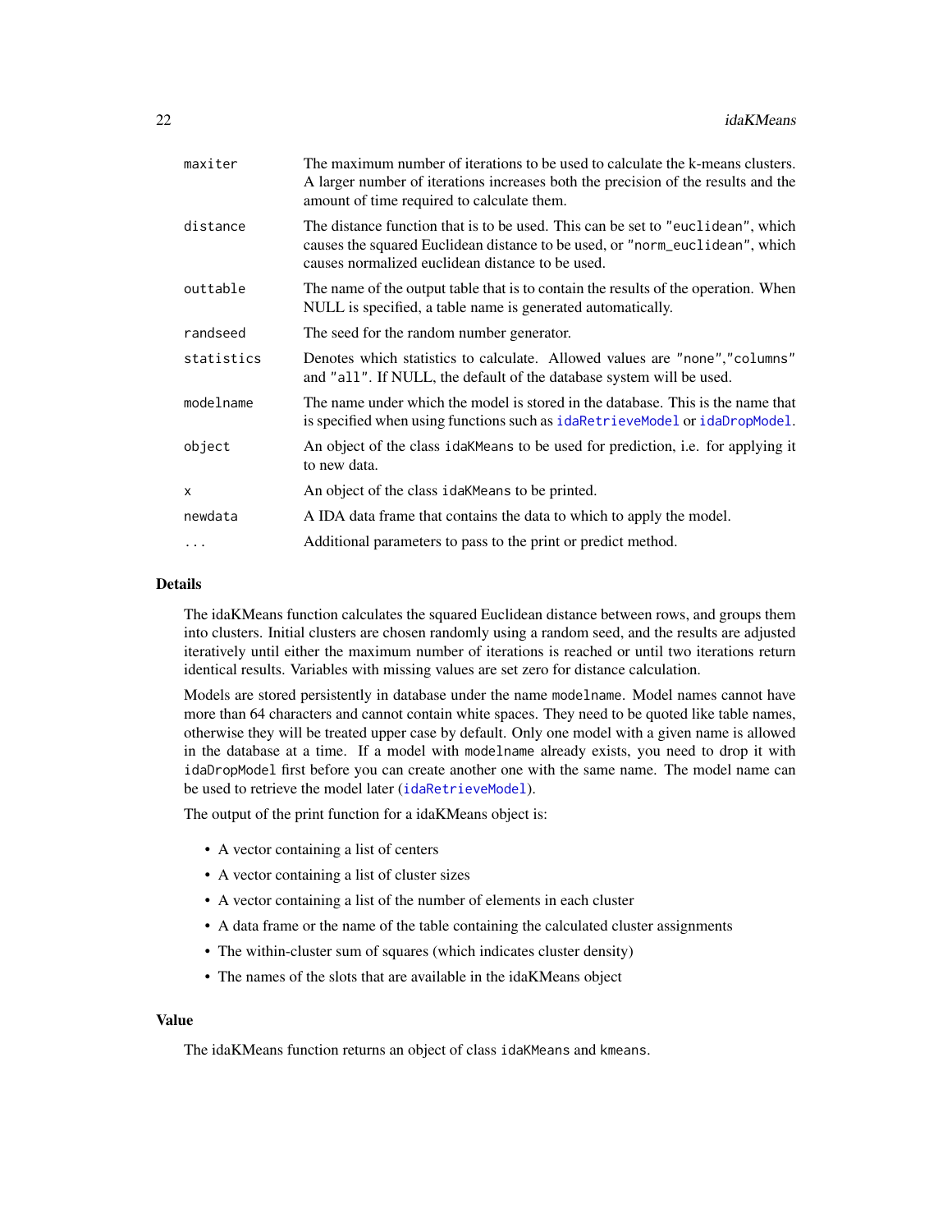| | |
|---|---|
| maxiter | The maximum number of iterations to be used to calculate the k-means clusters. A larger number of iterations increases both the precision of the results and the amount of time required to calculate them. |
| distance | The distance function that is to be used. This can be set to "euclidean", which causes the squared Euclidean distance to be used, or "norm_euclidean", which causes normalized euclidean distance to be used. |
| outtable | The name of the output table that is to contain the results of the operation. When NULL is specified, a table name is generated automatically. |
| randseed | The seed for the random number generator. |
| statistics | Denotes which statistics to calculate. Allowed values are "none","columns" and "all". If NULL, the default of the database system will be used. |
| modelname | The name under which the model is stored in the database. This is the name that is specified when using functions such as idaRetrieveModel or idaDropModel. |
| object | An object of the class idaKMeans to be used for prediction, i.e. for applying it to new data. |
| x | An object of the class idaKMeans to be printed. |
| newdata | A IDA data frame that contains the data to which to apply the model. |
| ... | Additional parameters to pass to the print or predict method. |

## Details

The idaKMeans function calculates the squared Euclidean distance between rows, and groups them into clusters. Initial clusters are chosen randomly using a random seed, and the results are adjusted iteratively until either the maximum number of iterations is reached or until two iterations return identical results. Variables with missing values are set zero for distance calculation.

Models are stored persistently in database under the name modelname. Model names cannot have more than 64 characters and cannot contain white spaces. They need to be quoted like table names, otherwise they will be treated upper case by default. Only one model with a given name is allowed in the database at a time. If a model with modelname already exists, you need to drop it with idaDropModel first before you can create another one with the same name. The model name can be used to retrieve the model later (idaRetrieveModel).

The output of the print function for a idaKMeans object is:

- A vector containing a list of centers
- A vector containing a list of cluster sizes
- A vector containing a list of the number of elements in each cluster
- A data frame or the name of the table containing the calculated cluster assignments
- The within-cluster sum of squares (which indicates cluster density)
- The names of the slots that are available in the idaKMeans object

## Value

The idaKMeans function returns an object of class idaKMeans and kmeans.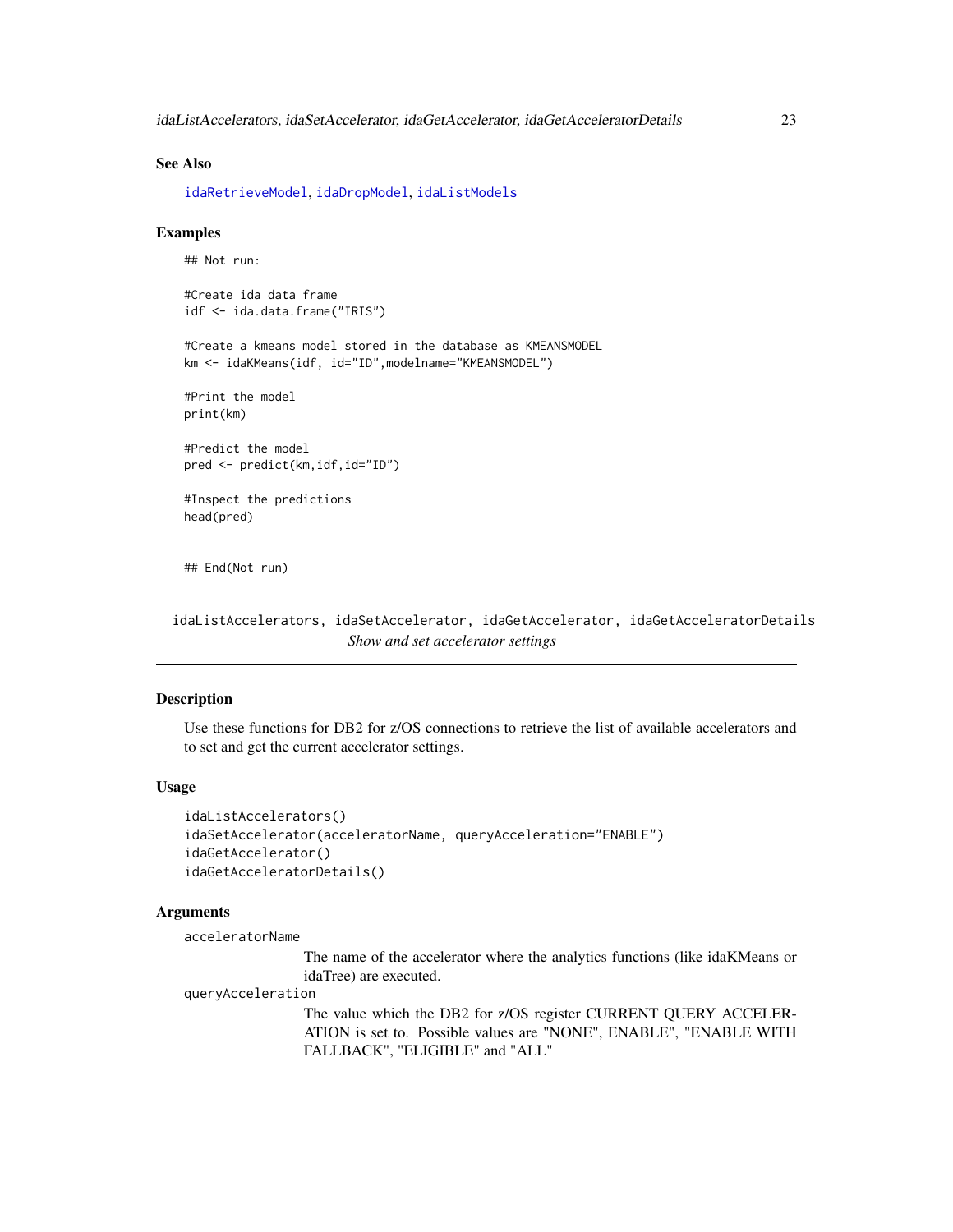### See Also

idaRetrieveModel, idaDropModel, idaListModels

### Examples

```
## Not run:

#Create ida data frame
idf <- ida.data.frame("IRIS")

#Create a kmeans model stored in the database as KMEANSMODEL
km <- idaKMeans(idf, id="ID",modelname="KMEANSMODEL")

#Print the model
print(km)

#Predict the model
pred <- predict(km,idf,id="ID")

#Inspect the predictions
head(pred)


## End(Not run)
```

---

## idaListAccelerators, idaSetAccelerator, idaGetAccelerator, idaGetAcceleratorDetails

*Show and set accelerator settings*

---

### Description

Use these functions for DB2 for z/OS connections to retrieve the list of available accelerators and to set and get the current accelerator settings.

### Usage

```
idaListAccelerators()
idaSetAccelerator(acceleratorName, queryAcceleration="ENABLE")
idaGetAccelerator()
idaGetAcceleratorDetails()
```

### Arguments

`acceleratorName`
: The name of the accelerator where the analytics functions (like idaKMeans or idaTree) are executed.

`queryAcceleration`
: The value which the DB2 for z/OS register CURRENT QUERY ACCELERATION is set to. Possible values are "NONE", ENABLE", "ENABLE WITH FALLBACK", "ELIGIBLE" and "ALL"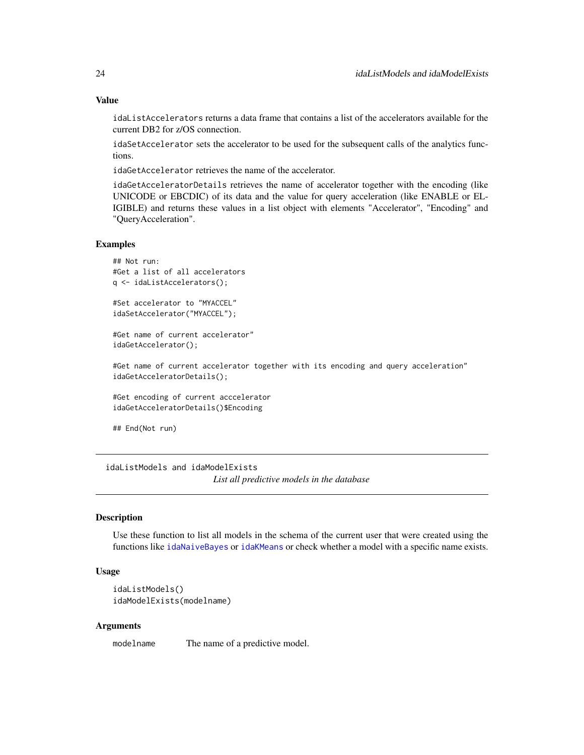### Value

idaListAccelerators returns a data frame that contains a list of the accelerators available for the current DB2 for z/OS connection.

idaSetAccelerator sets the accelerator to be used for the subsequent calls of the analytics functions.

idaGetAccelerator retrieves the name of the accelerator.

idaGetAcceleratorDetails retrieves the name of accelerator together with the encoding (like UNICODE or EBCDIC) of its data and the value for query acceleration (like ENABLE or ELIGIBLE) and returns these values in a list object with elements "Accelerator", "Encoding" and "QueryAcceleration".

### Examples

```
## Not run:
#Get a list of all accelerators
q <- idaListAccelerators();

#Set accelerator to "MYACCEL"
idaSetAccelerator("MYACCEL");

#Get name of current accelerator"
idaGetAccelerator();

#Get name of current accelerator together with its encoding and query acceleration"
idaGetAcceleratorDetails();

#Get encoding of current acccelerator
idaGetAcceleratorDetails()$Encoding

## End(Not run)
```

---

## idaListModels and idaModelExists

*List all predictive models in the database*

---

### Description

Use these function to list all models in the schema of the current user that were created using the functions like idaNaiveBayes or idaKMeans or check whether a model with a specific name exists.

### Usage

```
idaListModels()
idaModelExists(modelname)
```

### Arguments

| | |
|---|---|
| modelname | The name of a predictive model. |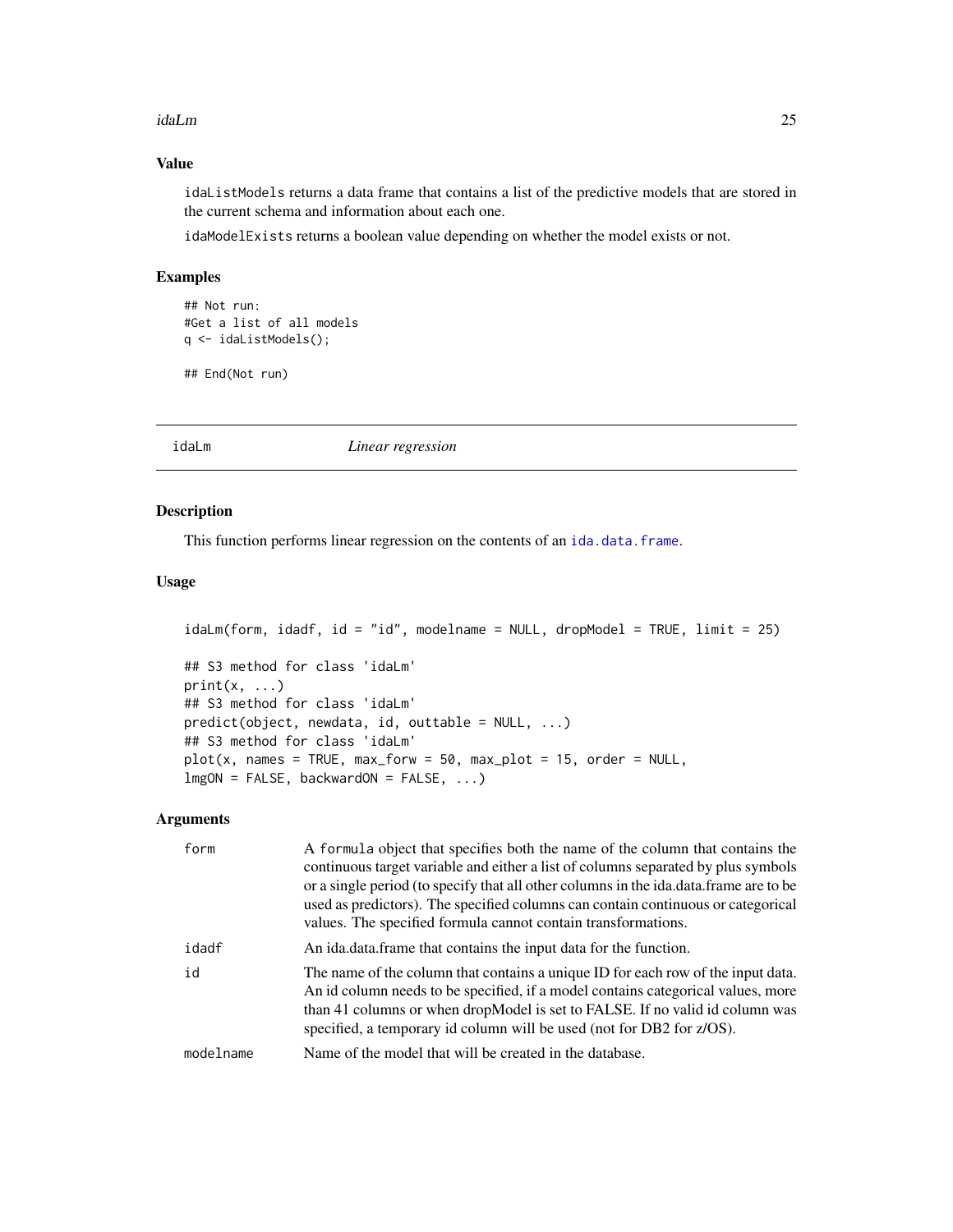## Value

idaListModels returns a data frame that contains a list of the predictive models that are stored in the current schema and information about each one.

idaModelExists returns a boolean value depending on whether the model exists or not.

## Examples

```
## Not run:
#Get a list of all models
q <- idaListModels();

## End(Not run)
```

---

# idaLm — *Linear regression*

---

## Description

This function performs linear regression on the contents of an ida.data.frame.

## Usage

```
idaLm(form, idadf, id = "id", modelname = NULL, dropModel = TRUE, limit = 25)

## S3 method for class 'idaLm'
print(x, ...)
## S3 method for class 'idaLm'
predict(object, newdata, id, outtable = NULL, ...)
## S3 method for class 'idaLm'
plot(x, names = TRUE, max_forw = 50, max_plot = 15, order = NULL,
lmgON = FALSE, backwardON = FALSE, ...)
```

## Arguments

| | |
|---|---|
| form | A formula object that specifies both the name of the column that contains the continuous target variable and either a list of columns separated by plus symbols or a single period (to specify that all other columns in the ida.data.frame are to be used as predictors). The specified columns can contain continuous or categorical values. The specified formula cannot contain transformations. |
| idadf | An ida.data.frame that contains the input data for the function. |
| id | The name of the column that contains a unique ID for each row of the input data. An id column needs to be specified, if a model contains categorical values, more than 41 columns or when dropModel is set to FALSE. If no valid id column was specified, a temporary id column will be used (not for DB2 for z/OS). |
| modelname | Name of the model that will be created in the database. |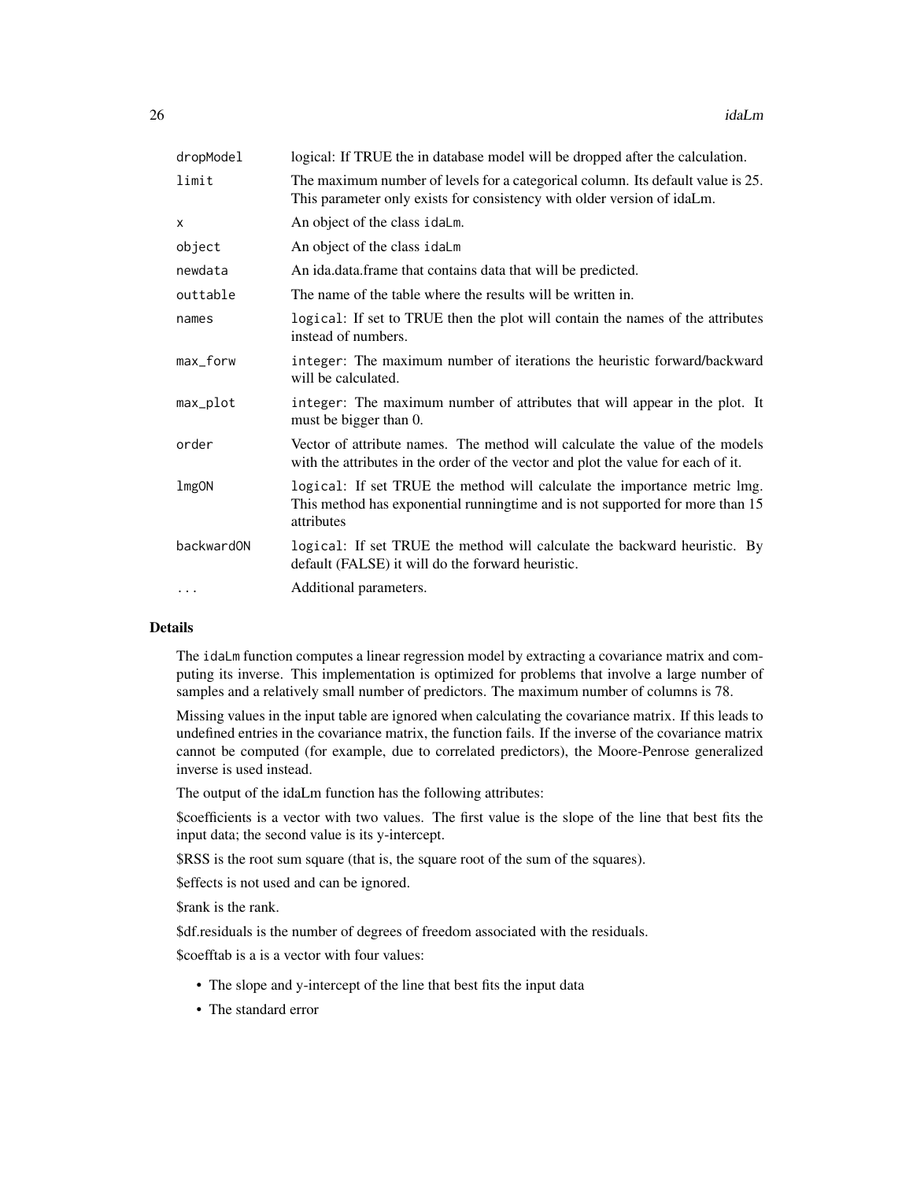| | |
|---|---|
| `dropModel` | logical: If TRUE the in database model will be dropped after the calculation. |
| `limit` | The maximum number of levels for a categorical column. Its default value is 25. This parameter only exists for consistency with older version of idaLm. |
| `x` | An object of the class `idaLm`. |
| `object` | An object of the class `idaLm` |
| `newdata` | An ida.data.frame that contains data that will be predicted. |
| `outtable` | The name of the table where the results will be written in. |
| `names` | `logical`: If set to TRUE then the plot will contain the names of the attributes instead of numbers. |
| `max_forw` | `integer`: The maximum number of iterations the heuristic forward/backward will be calculated. |
| `max_plot` | `integer`: The maximum number of attributes that will appear in the plot. It must be bigger than 0. |
| `order` | Vector of attribute names. The method will calculate the value of the models with the attributes in the order of the vector and plot the value for each of it. |
| `lmgON` | `logical`: If set TRUE the method will calculate the importance metric lmg. This method has exponential runningtime and is not supported for more than 15 attributes |
| `backwardON` | `logical`: If set TRUE the method will calculate the backward heuristic. By default (FALSE) it will do the forward heuristic. |
| `...` | Additional parameters. |

## Details

The `idaLm` function computes a linear regression model by extracting a covariance matrix and computing its inverse. This implementation is optimized for problems that involve a large number of samples and a relatively small number of predictors. The maximum number of columns is 78.

Missing values in the input table are ignored when calculating the covariance matrix. If this leads to undefined entries in the covariance matrix, the function fails. If the inverse of the covariance matrix cannot be computed (for example, due to correlated predictors), the Moore-Penrose generalized inverse is used instead.

The output of the idaLm function has the following attributes:

$coefficients is a vector with two values. The first value is the slope of the line that best fits the input data; the second value is its y-intercept.

$RSS is the root sum square (that is, the square root of the sum of the squares).

$effects is not used and can be ignored.

$rank is the rank.

$df.residuals is the number of degrees of freedom associated with the residuals.

$coefftab is a is a vector with four values:

- The slope and y-intercept of the line that best fits the input data
- The standard error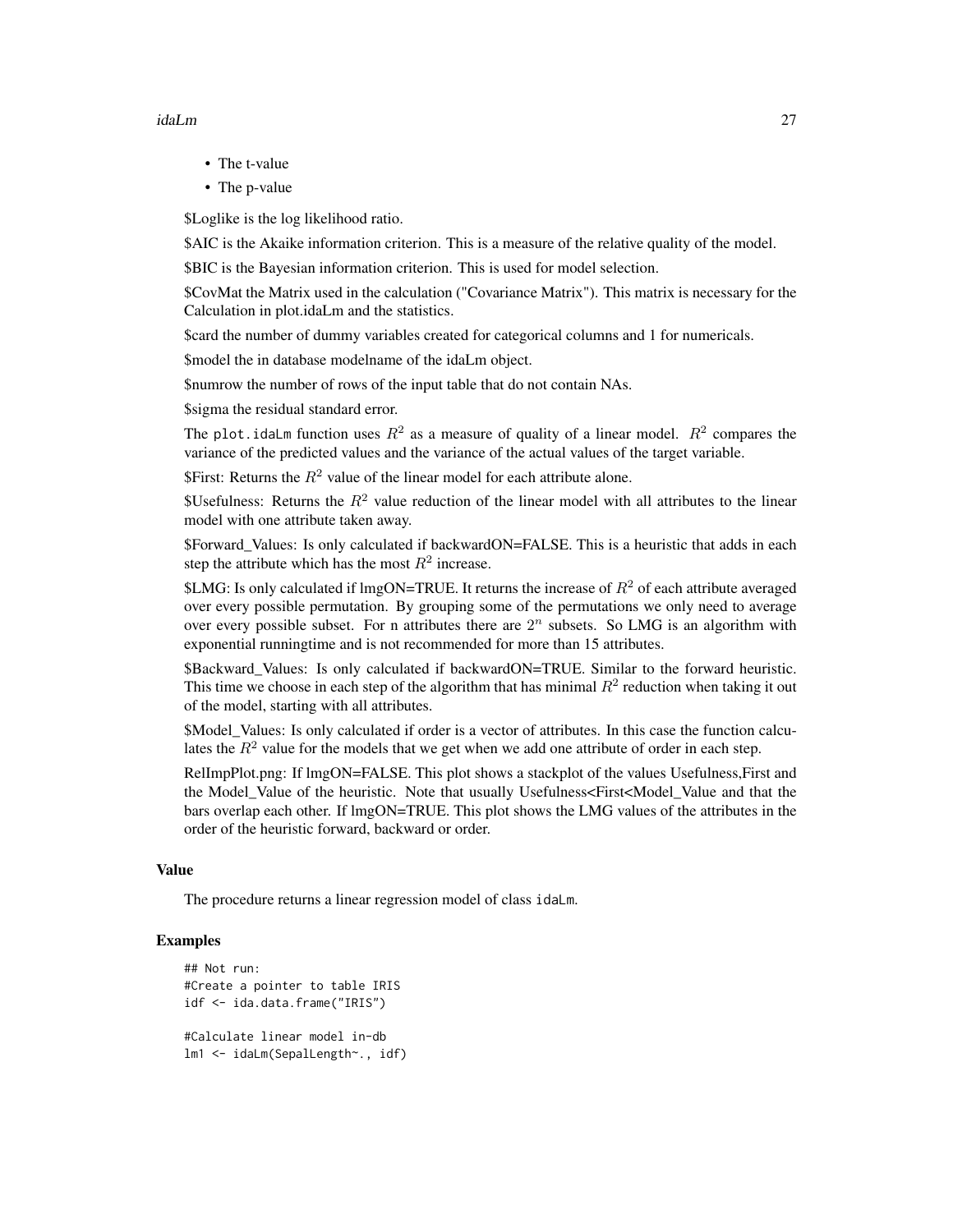- The t-value
- The p-value

$Loglike is the log likelihood ratio.

$AIC is the Akaike information criterion. This is a measure of the relative quality of the model.

$BIC is the Bayesian information criterion. This is used for model selection.

$CovMat the Matrix used in the calculation ("Covariance Matrix"). This matrix is necessary for the Calculation in plot.idaLm and the statistics.

$card the number of dummy variables created for categorical columns and 1 for numericals.

$model the in database modelname of the idaLm object.

$numrow the number of rows of the input table that do not contain NAs.

$sigma the residual standard error.

The `plot.idaLm` function uses $R^2$ as a measure of quality of a linear model. $R^2$ compares the variance of the predicted values and the variance of the actual values of the target variable.

$First: Returns the $R^2$ value of the linear model for each attribute alone.

$Usefulness: Returns the $R^2$ value reduction of the linear model with all attributes to the linear model with one attribute taken away.

$Forward_Values: Is only calculated if backwardON=FALSE. This is a heuristic that adds in each step the attribute which has the most $R^2$ increase.

$LMG: Is only calculated if lmgON=TRUE. It returns the increase of $R^2$ of each attribute averaged over every possible permutation. By grouping some of the permutations we only need to average over every possible subset. For n attributes there are $2^n$ subsets. So LMG is an algorithm with exponential runningtime and is not recommended for more than 15 attributes.

$Backward_Values: Is only calculated if backwardON=TRUE. Similar to the forward heuristic. This time we choose in each step of the algorithm that has minimal $R^2$ reduction when taking it out of the model, starting with all attributes.

$Model_Values: Is only calculated if order is a vector of attributes. In this case the function calculates the $R^2$ value for the models that we get when we add one attribute of order in each step.

RelImpPlot.png: If lmgON=FALSE. This plot shows a stackplot of the values Usefulness,First and the Model_Value of the heuristic. Note that usually Usefulness<First<Model_Value and that the bars overlap each other. If lmgON=TRUE. This plot shows the LMG values of the attributes in the order of the heuristic forward, backward or order.

## Value

The procedure returns a linear regression model of class `idaLm`.

## Examples

```
## Not run:
#Create a pointer to table IRIS
idf <- ida.data.frame("IRIS")

#Calculate linear model in-db
lm1 <- idaLm(SepalLength~., idf)
```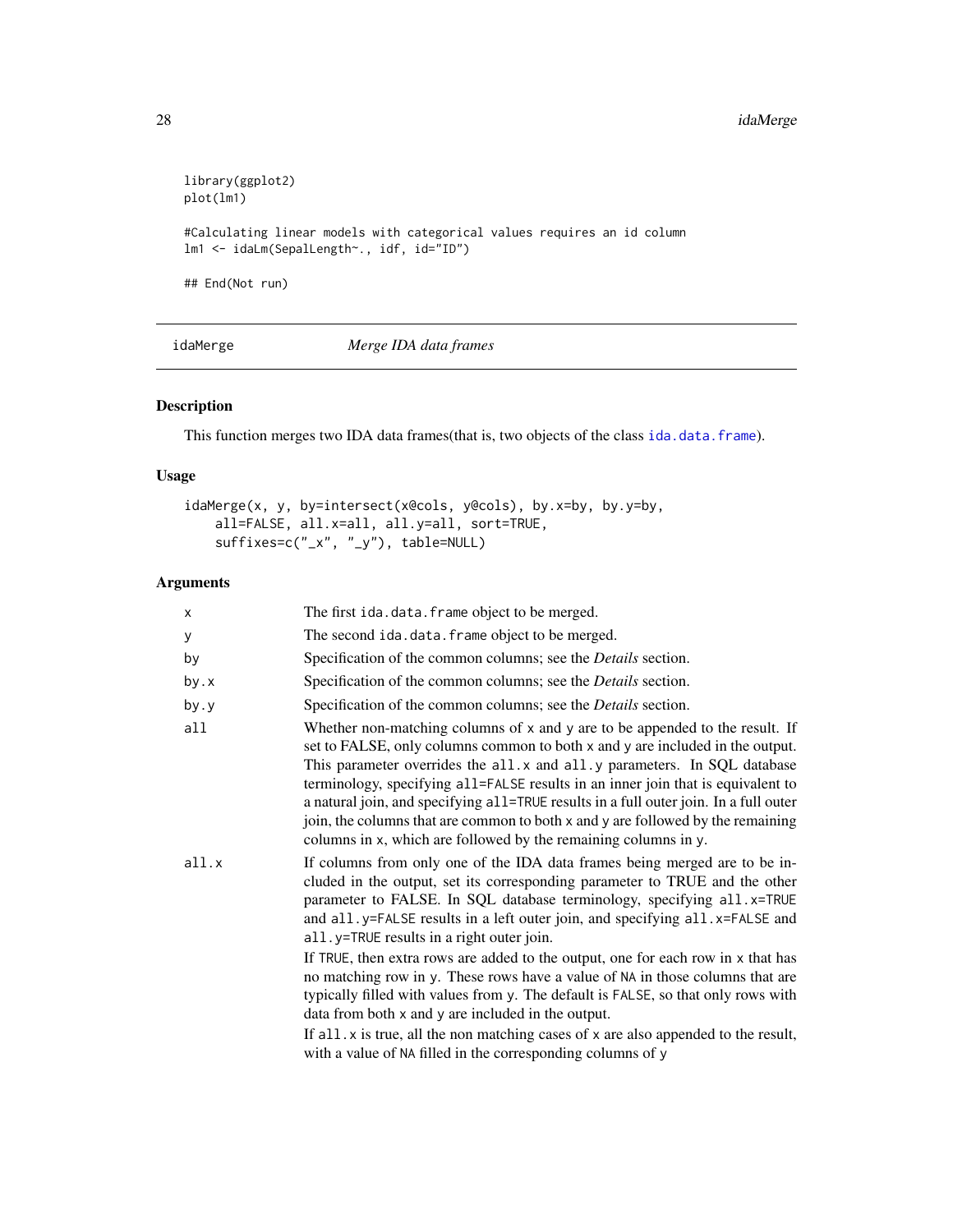```
library(ggplot2)
plot(lm1)

#Calculating linear models with categorical values requires an id column
lm1 <- idaLm(SepalLength~., idf, id="ID")

## End(Not run)
```

## idaMerge — *Merge IDA data frames*

### Description

This function merges two IDA data frames(that is, two objects of the class `ida.data.frame`).

### Usage

```
idaMerge(x, y, by=intersect(x@cols, y@cols), by.x=by, by.y=by,
    all=FALSE, all.x=all, all.y=all, sort=TRUE,
    suffixes=c("_x", "_y"), table=NULL)
```

### Arguments

| | |
|---|---|
| `x` | The first `ida.data.frame` object to be merged. |
| `y` | The second `ida.data.frame` object to be merged. |
| `by` | Specification of the common columns; see the *Details* section. |
| `by.x` | Specification of the common columns; see the *Details* section. |
| `by.y` | Specification of the common columns; see the *Details* section. |
| `all` | Whether non-matching columns of `x` and `y` are to be appended to the result. If set to FALSE, only columns common to both `x` and `y` are included in the output. This parameter overrides the `all.x` and `all.y` parameters. In SQL database terminology, specifying `all=FALSE` results in an inner join that is equivalent to a natural join, and specifying `all=TRUE` results in a full outer join. In a full outer join, the columns that are common to both `x` and `y` are followed by the remaining columns in `x`, which are followed by the remaining columns in `y`. |
| `all.x` | If columns from only one of the IDA data frames being merged are to be included in the output, set its corresponding parameter to TRUE and the other parameter to FALSE. In SQL database terminology, specifying `all.x=TRUE` and `all.y=FALSE` results in a left outer join, and specifying `all.x=FALSE` and `all.y=TRUE` results in a right outer join.<br><br>If `TRUE`, then extra rows are added to the output, one for each row in `x` that has no matching row in `y`. These rows have a value of `NA` in those columns that are typically filled with values from `y`. The default is `FALSE`, so that only rows with data from both `x` and `y` are included in the output.<br><br>If `all.x` is true, all the non matching cases of `x` are also appended to the result, with a value of `NA` filled in the corresponding columns of `y` |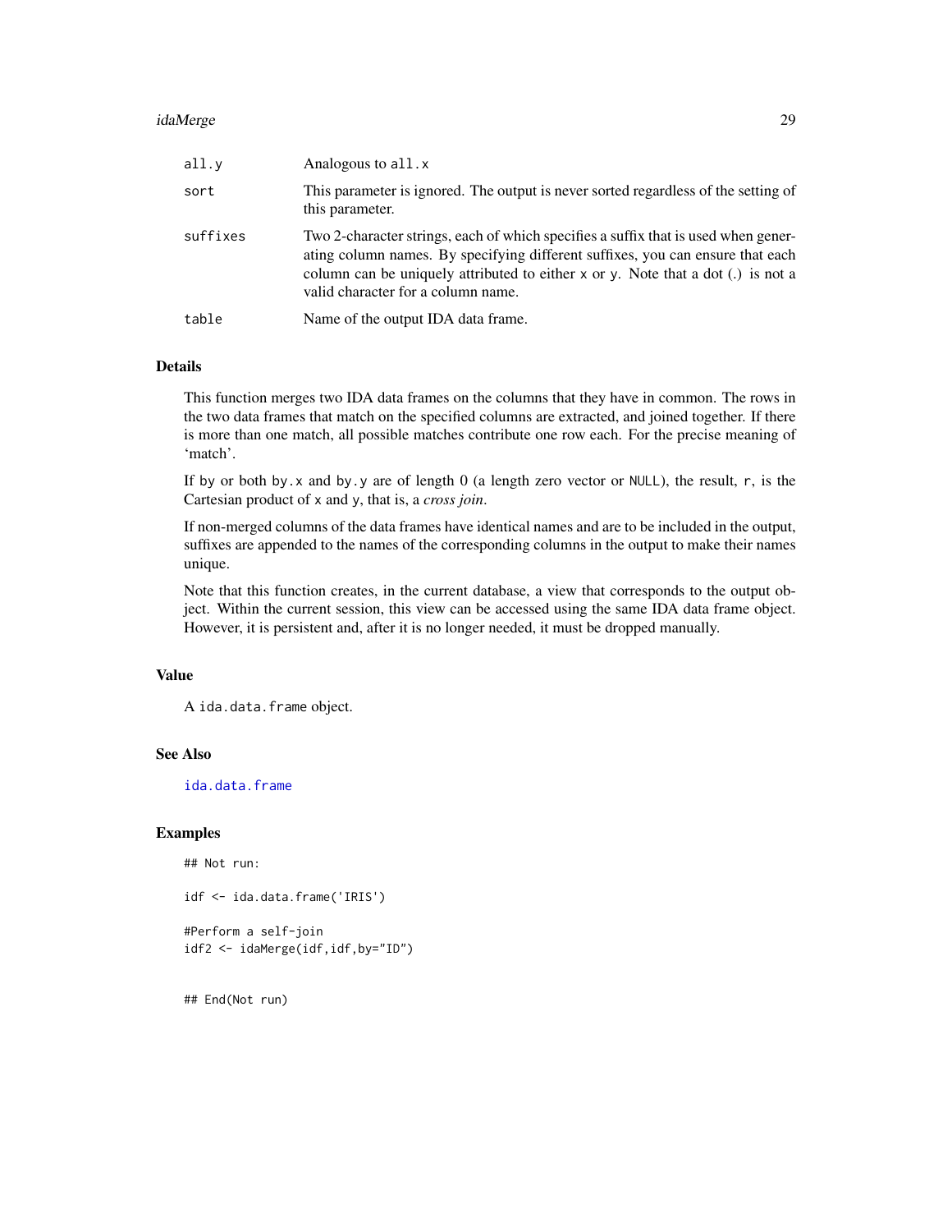| | |
|---|---|
| all.y | Analogous to all.x |
| sort | This parameter is ignored. The output is never sorted regardless of the setting of this parameter. |
| suffixes | Two 2-character strings, each of which specifies a suffix that is used when generating column names. By specifying different suffixes, you can ensure that each column can be uniquely attributed to either x or y. Note that a dot (.) is not a valid character for a column name. |
| table | Name of the output IDA data frame. |

### Details

This function merges two IDA data frames on the columns that they have in common. The rows in the two data frames that match on the specified columns are extracted, and joined together. If there is more than one match, all possible matches contribute one row each. For the precise meaning of 'match'.

If by or both by.x and by.y are of length 0 (a length zero vector or NULL), the result, r, is the Cartesian product of x and y, that is, a *cross join*.

If non-merged columns of the data frames have identical names and are to be included in the output, suffixes are appended to the names of the corresponding columns in the output to make their names unique.

Note that this function creates, in the current database, a view that corresponds to the output object. Within the current session, this view can be accessed using the same IDA data frame object. However, it is persistent and, after it is no longer needed, it must be dropped manually.

### Value

A ida.data.frame object.

### See Also

ida.data.frame

### Examples

```
## Not run:

idf <- ida.data.frame('IRIS')

#Perform a self-join
idf2 <- idaMerge(idf,idf,by="ID")


## End(Not run)
```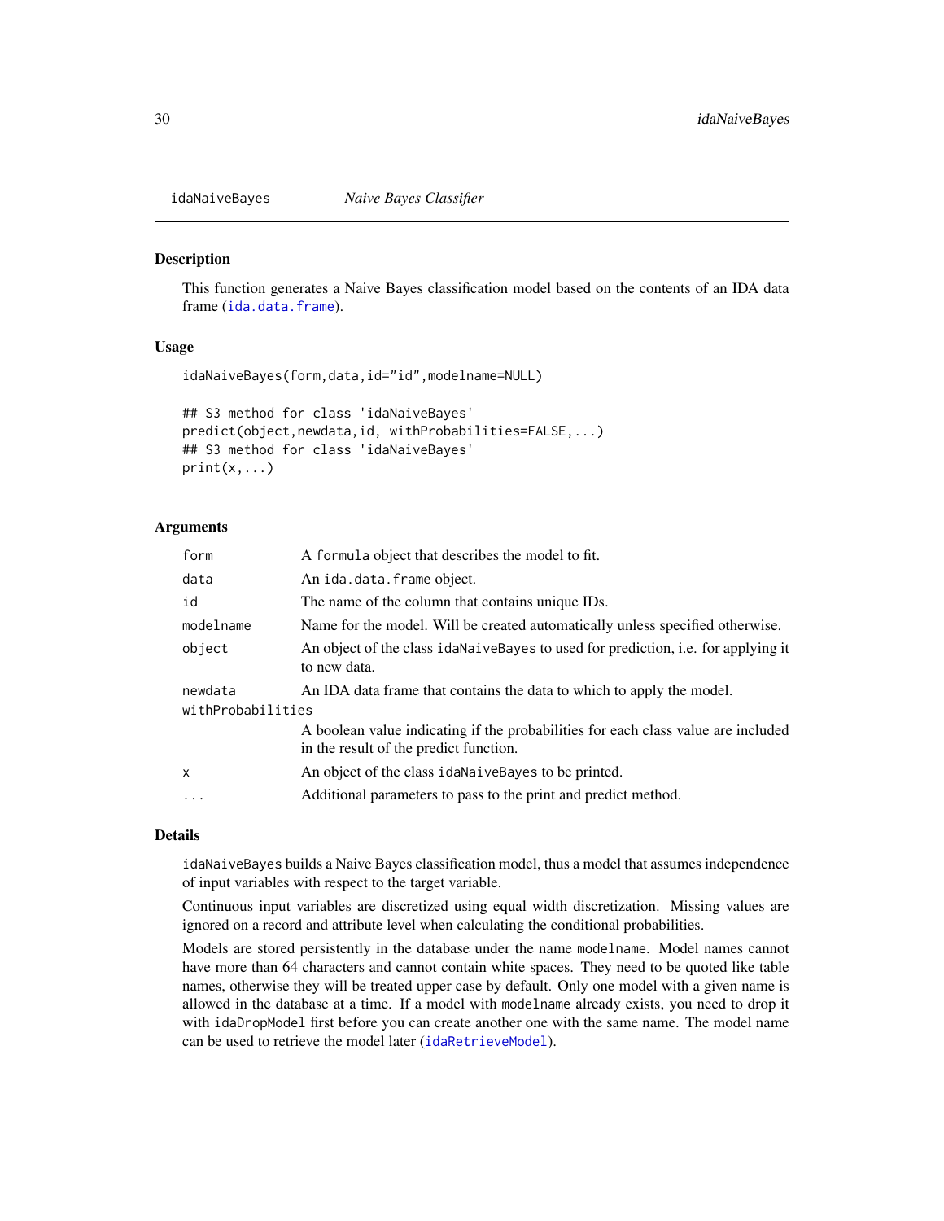## idaNaiveBayes — *Naive Bayes Classifier*

### Description

This function generates a Naive Bayes classification model based on the contents of an IDA data frame (ida.data.frame).

### Usage

```
idaNaiveBayes(form,data,id="id",modelname=NULL)

## S3 method for class 'idaNaiveBayes'
predict(object,newdata,id, withProbabilities=FALSE,...)
## S3 method for class 'idaNaiveBayes'
print(x,...)
```

### Arguments

| | |
|---|---|
| form | A formula object that describes the model to fit. |
| data | An ida.data.frame object. |
| id | The name of the column that contains unique IDs. |
| modelname | Name for the model. Will be created automatically unless specified otherwise. |
| object | An object of the class idaNaiveBayes to used for prediction, i.e. for applying it to new data. |
| newdata | An IDA data frame that contains the data to which to apply the model. |
| withProbabilities | A boolean value indicating if the probabilities for each class value are included in the result of the predict function. |
| x | An object of the class idaNaiveBayes to be printed. |
| ... | Additional parameters to pass to the print and predict method. |

### Details

idaNaiveBayes builds a Naive Bayes classification model, thus a model that assumes independence of input variables with respect to the target variable.

Continuous input variables are discretized using equal width discretization. Missing values are ignored on a record and attribute level when calculating the conditional probabilities.

Models are stored persistently in the database under the name modelname. Model names cannot have more than 64 characters and cannot contain white spaces. They need to be quoted like table names, otherwise they will be treated upper case by default. Only one model with a given name is allowed in the database at a time. If a model with modelname already exists, you need to drop it with idaDropModel first before you can create another one with the same name. The model name can be used to retrieve the model later (idaRetrieveModel).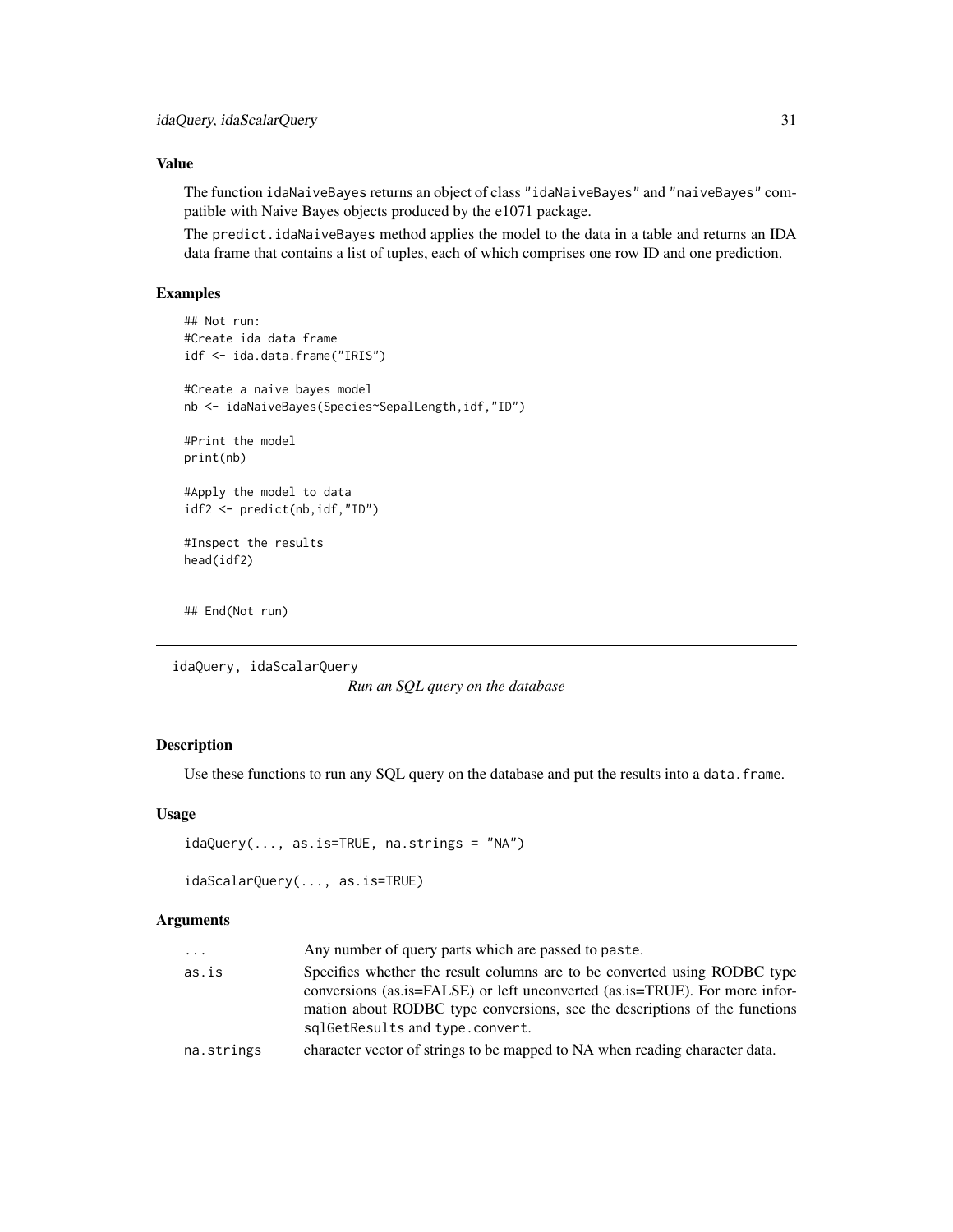### Value

The function `idaNaiveBayes` returns an object of class "idaNaiveBayes" and "naiveBayes" compatible with Naive Bayes objects produced by the e1071 package.

The `predict.idaNaiveBayes` method applies the model to the data in a table and returns an IDA data frame that contains a list of tuples, each of which comprises one row ID and one prediction.

### Examples

```
## Not run:
#Create ida data frame
idf <- ida.data.frame("IRIS")

#Create a naive bayes model
nb <- idaNaiveBayes(Species~SepalLength,idf,"ID")

#Print the model
print(nb)

#Apply the model to data
idf2 <- predict(nb,idf,"ID")

#Inspect the results
head(idf2)


## End(Not run)
```

---

## idaQuery, idaScalarQuery — *Run an SQL query on the database*

---

### Description

Use these functions to run any SQL query on the database and put the results into a `data.frame`.

### Usage

```
idaQuery(..., as.is=TRUE, na.strings = "NA")

idaScalarQuery(..., as.is=TRUE)
```

### Arguments

| | |
|---|---|
| `...` | Any number of query parts which are passed to `paste`. |
| `as.is` | Specifies whether the result columns are to be converted using RODBC type conversions (as.is=FALSE) or left unconverted (as.is=TRUE). For more information about RODBC type conversions, see the descriptions of the functions `sqlGetResults` and `type.convert`. |
| `na.strings` | character vector of strings to be mapped to NA when reading character data. |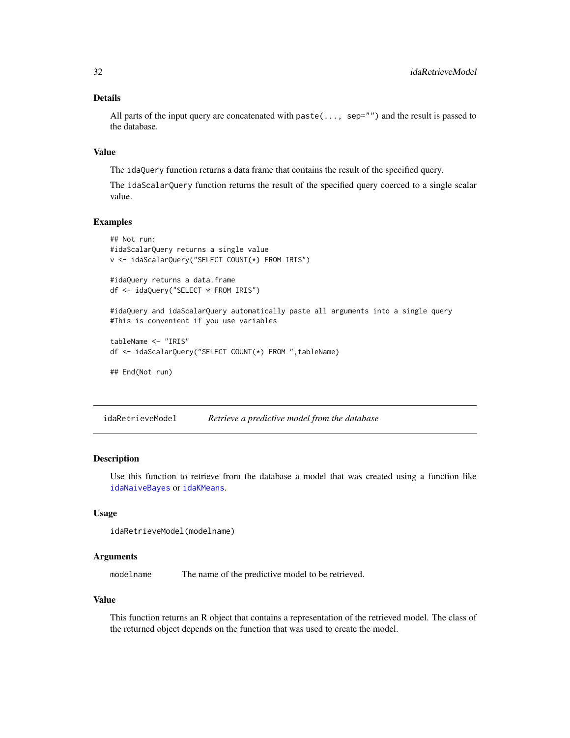### Details

All parts of the input query are concatenated with `paste(..., sep="")` and the result is passed to the database.

### Value

The `idaQuery` function returns a data frame that contains the result of the specified query.

The `idaScalarQuery` function returns the result of the specified query coerced to a single scalar value.

### Examples

```
## Not run:
#idaScalarQuery returns a single value
v <- idaScalarQuery("SELECT COUNT(*) FROM IRIS")

#idaQuery returns a data.frame
df <- idaQuery("SELECT * FROM IRIS")

#idaQuery and idaScalarQuery automatically paste all arguments into a single query
#This is convenient if you use variables

tableName <- "IRIS"
df <- idaScalarQuery("SELECT COUNT(*) FROM ",tableName)

## End(Not run)
```

---

## idaRetrieveModel — *Retrieve a predictive model from the database*

### Description

Use this function to retrieve from the database a model that was created using a function like `idaNaiveBayes` or `idaKMeans`.

### Usage

```
idaRetrieveModel(modelname)
```

### Arguments

| | |
|---|---|
| `modelname` | The name of the predictive model to be retrieved. |

### Value

This function returns an R object that contains a representation of the retrieved model. The class of the returned object depends on the function that was used to create the model.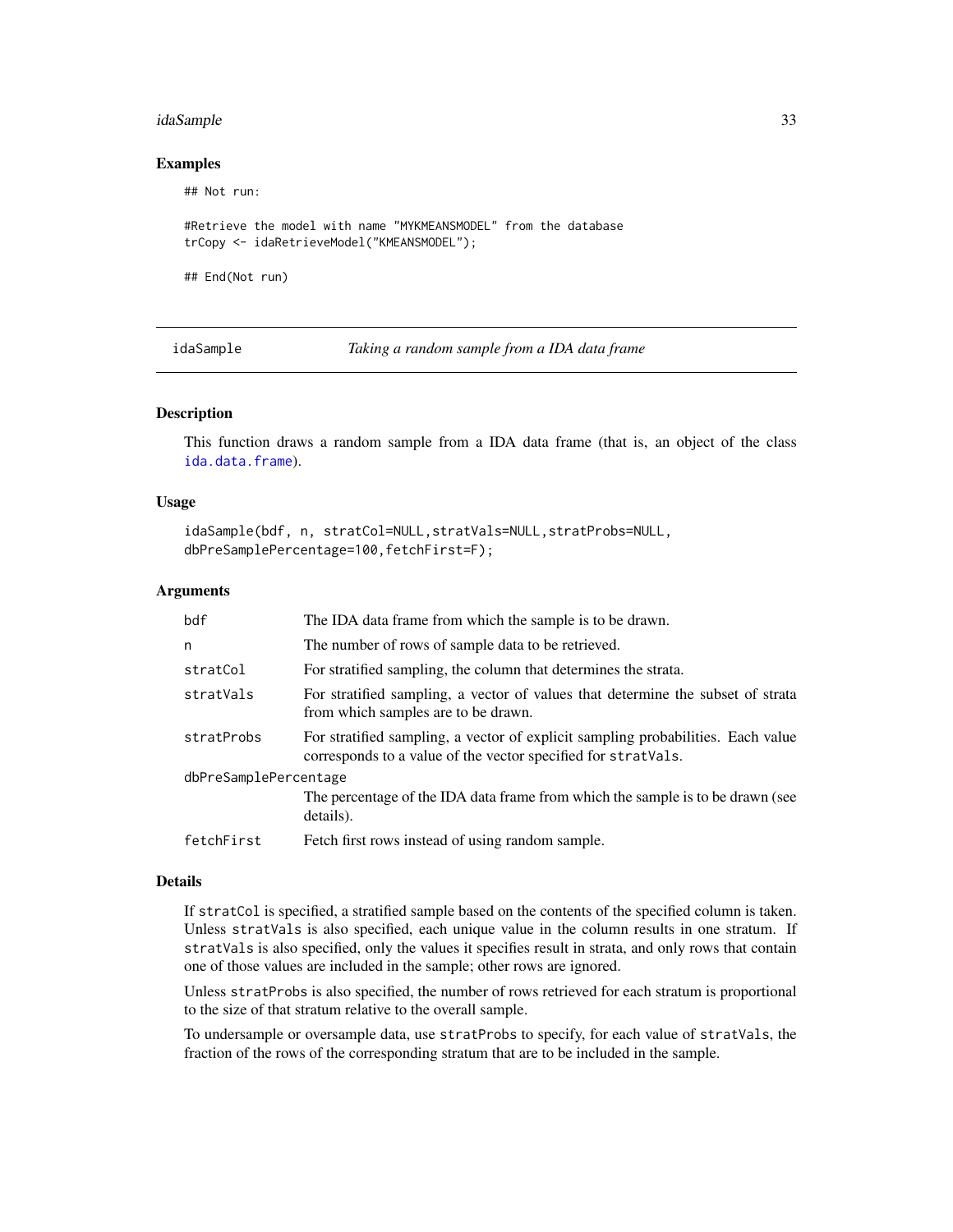## Examples

```
## Not run:

#Retrieve the model with name "MYKMEANSMODEL" from the database
trCopy <- idaRetrieveModel("KMEANSMODEL");

## End(Not run)
```

---

# idaSample — *Taking a random sample from a IDA data frame*

## Description

This function draws a random sample from a IDA data frame (that is, an object of the class `ida.data.frame`).

## Usage

```
idaSample(bdf, n, stratCol=NULL,stratVals=NULL,stratProbs=NULL,
dbPreSamplePercentage=100,fetchFirst=F);
```

## Arguments

| Argument | Description |
|---|---|
| `bdf` | The IDA data frame from which the sample is to be drawn. |
| `n` | The number of rows of sample data to be retrieved. |
| `stratCol` | For stratified sampling, the column that determines the strata. |
| `stratVals` | For stratified sampling, a vector of values that determine the subset of strata from which samples are to be drawn. |
| `stratProbs` | For stratified sampling, a vector of explicit sampling probabilities. Each value corresponds to a value of the vector specified for `stratVals`. |
| `dbPreSamplePercentage` | The percentage of the IDA data frame from which the sample is to be drawn (see details). |
| `fetchFirst` | Fetch first rows instead of using random sample. |

## Details

If `stratCol` is specified, a stratified sample based on the contents of the specified column is taken. Unless `stratVals` is also specified, each unique value in the column results in one stratum. If `stratVals` is also specified, only the values it specifies result in strata, and only rows that contain one of those values are included in the sample; other rows are ignored.

Unless `stratProbs` is also specified, the number of rows retrieved for each stratum is proportional to the size of that stratum relative to the overall sample.

To undersample or oversample data, use `stratProbs` to specify, for each value of `stratVals`, the fraction of the rows of the corresponding stratum that are to be included in the sample.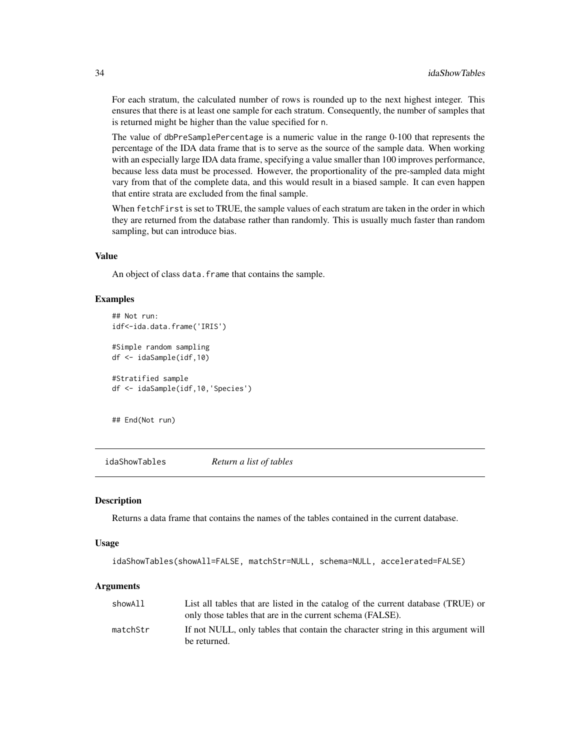For each stratum, the calculated number of rows is rounded up to the next highest integer. This ensures that there is at least one sample for each stratum. Consequently, the number of samples that is returned might be higher than the value specified for n.

The value of dbPreSamplePercentage is a numeric value in the range 0-100 that represents the percentage of the IDA data frame that is to serve as the source of the sample data. When working with an especially large IDA data frame, specifying a value smaller than 100 improves performance, because less data must be processed. However, the proportionality of the pre-sampled data might vary from that of the complete data, and this would result in a biased sample. It can even happen that entire strata are excluded from the final sample.

When fetchFirst is set to TRUE, the sample values of each stratum are taken in the order in which they are returned from the database rather than randomly. This is usually much faster than random sampling, but can introduce bias.

### Value

An object of class data.frame that contains the sample.

### Examples

```
## Not run:
idf<-ida.data.frame('IRIS')

#Simple random sampling
df <- idaSample(idf,10)

#Stratified sample
df <- idaSample(idf,10,'Species')


## End(Not run)
```

## idaShowTables *Return a list of tables*

### Description

Returns a data frame that contains the names of the tables contained in the current database.

### Usage

```
idaShowTables(showAll=FALSE, matchStr=NULL, schema=NULL, accelerated=FALSE)
```

### Arguments

| | |
|---|---|
| showAll | List all tables that are listed in the catalog of the current database (TRUE) or only those tables that are in the current schema (FALSE). |
| matchStr | If not NULL, only tables that contain the character string in this argument will be returned. |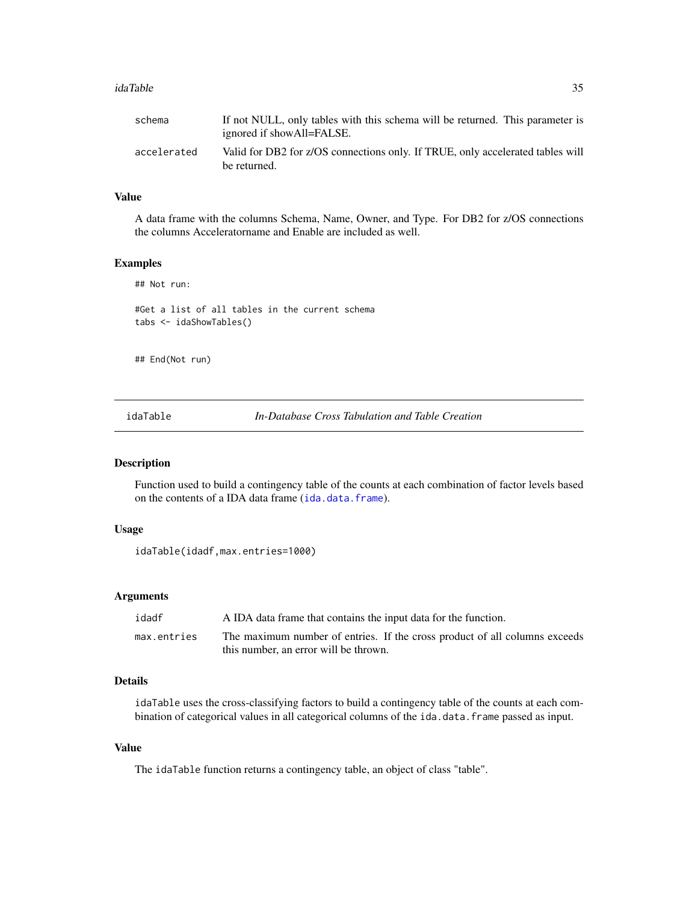| | |
|---|---|
| schema | If not NULL, only tables with this schema will be returned. This parameter is ignored if showAll=FALSE. |
| accelerated | Valid for DB2 for z/OS connections only. If TRUE, only accelerated tables will be returned. |

### Value

A data frame with the columns Schema, Name, Owner, and Type. For DB2 for z/OS connections the columns Acceleratorname and Enable are included as well.

### Examples

```
## Not run:

#Get a list of all tables in the current schema
tabs <- idaShowTables()


## End(Not run)
```

## idaTable — *In-Database Cross Tabulation and Table Creation*

### Description

Function used to build a contingency table of the counts at each combination of factor levels based on the contents of a IDA data frame (`ida.data.frame`).

### Usage

```
idaTable(idadf,max.entries=1000)
```

### Arguments

| | |
|---|---|
| idadf | A IDA data frame that contains the input data for the function. |
| max.entries | The maximum number of entries. If the cross product of all columns exceeds this number, an error will be thrown. |

### Details

`idaTable` uses the cross-classifying factors to build a contingency table of the counts at each combination of categorical values in all categorical columns of the `ida.data.frame` passed as input.

### Value

The `idaTable` function returns a contingency table, an object of class "table".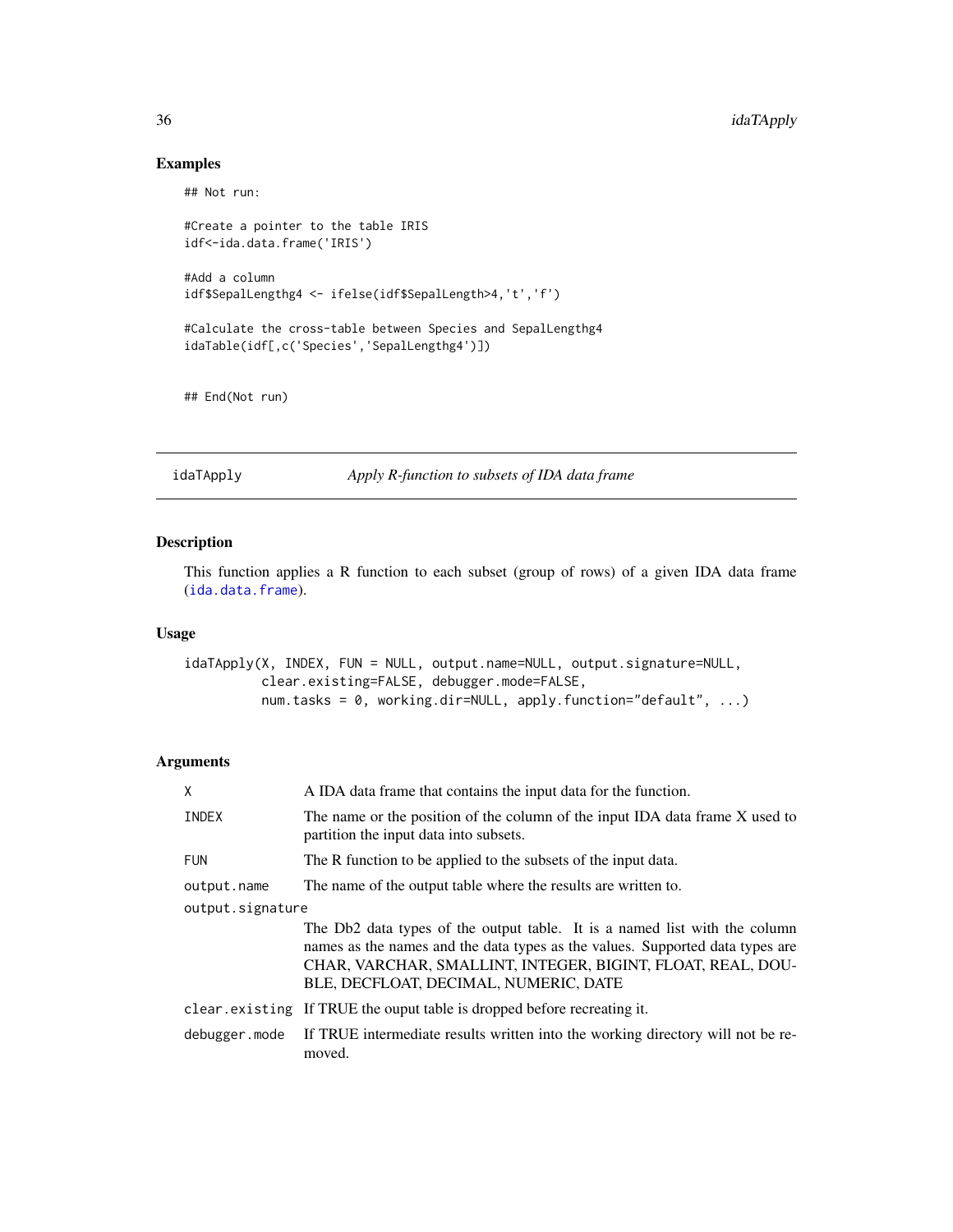## Examples

```
## Not run:

#Create a pointer to the table IRIS
idf<-ida.data.frame('IRIS')

#Add a column
idf$SepalLengthg4 <- ifelse(idf$SepalLength>4,'t','f')

#Calculate the cross-table between Species and SepalLengthg4
idaTable(idf[,c('Species','SepalLengthg4')])


## End(Not run)
```

---

# idaTApply — *Apply R-function to subsets of IDA data frame*

---

## Description

This function applies a R function to each subset (group of rows) of a given IDA data frame (ida.data.frame).

## Usage

```
idaTApply(X, INDEX, FUN = NULL, output.name=NULL, output.signature=NULL,
          clear.existing=FALSE, debugger.mode=FALSE,
          num.tasks = 0, working.dir=NULL, apply.function="default", ...)
```

## Arguments

| Argument | Description |
|---|---|
| X | A IDA data frame that contains the input data for the function. |
| INDEX | The name or the position of the column of the input IDA data frame X used to partition the input data into subsets. |
| FUN | The R function to be applied to the subsets of the input data. |
| output.name | The name of the output table where the results are written to. |
| output.signature | The Db2 data types of the output table. It is a named list with the column names as the names and the data types as the values. Supported data types are CHAR, VARCHAR, SMALLINT, INTEGER, BIGINT, FLOAT, REAL, DOUBLE, DECFLOAT, DECIMAL, NUMERIC, DATE |
| clear.existing | If TRUE the ouput table is dropped before recreating it. |
| debugger.mode | If TRUE intermediate results written into the working directory will not be removed. |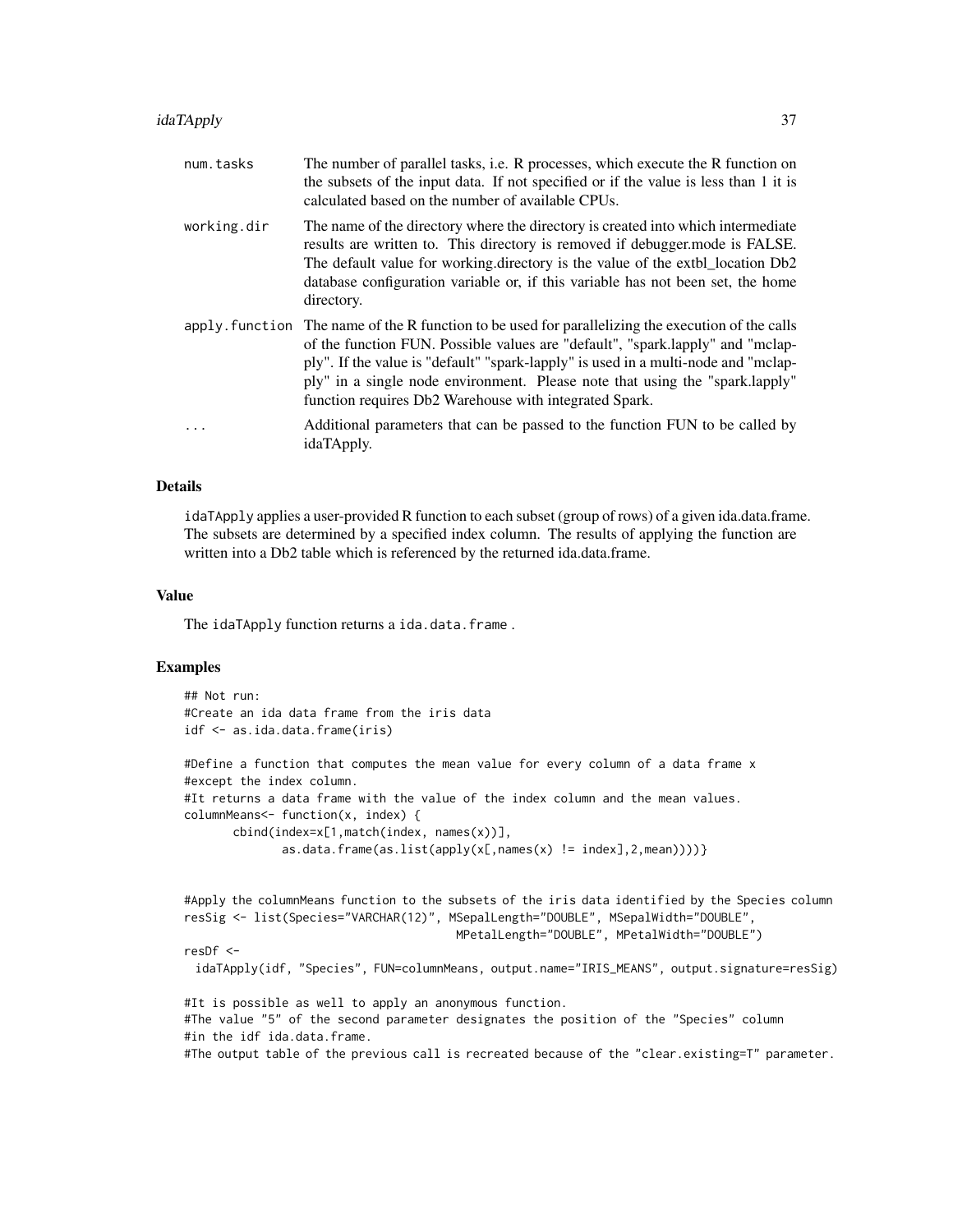| | |
|---|---|
| `num.tasks` | The number of parallel tasks, i.e. R processes, which execute the R function on the subsets of the input data. If not specified or if the value is less than 1 it is calculated based on the number of available CPUs. |
| `working.dir` | The name of the directory where the directory is created into which intermediate results are written to. This directory is removed if debugger.mode is FALSE. The default value for working.directory is the value of the extbl_location Db2 database configuration variable or, if this variable has not been set, the home directory. |
| `apply.function` | The name of the R function to be used for parallelizing the execution of the calls of the function FUN. Possible values are "default", "spark.lapply" and "mclapply". If the value is "default" "spark-lapply" is used in a multi-node and "mclapply" in a single node environment. Please note that using the "spark.lapply" function requires Db2 Warehouse with integrated Spark. |
| `...` | Additional parameters that can be passed to the function FUN to be called by idaTApply. |

### Details

`idaTApply` applies a user-provided R function to each subset (group of rows) of a given ida.data.frame. The subsets are determined by a specified index column. The results of applying the function are written into a Db2 table which is referenced by the returned ida.data.frame.

### Value

The `idaTApply` function returns a `ida.data.frame` .

### Examples

```
## Not run:
#Create an ida data frame from the iris data
idf <- as.ida.data.frame(iris)

#Define a function that computes the mean value for every column of a data frame x
#except the index column.
#It returns a data frame with the value of the index column and the mean values.
columnMeans<- function(x, index) {
       cbind(index=x[1,match(index, names(x))],
              as.data.frame(as.list(apply(x[,names(x) != index],2,mean))))}


#Apply the columnMeans function to the subsets of the iris data identified by the Species column
resSig <- list(Species="VARCHAR(12)", MSepalLength="DOUBLE", MSepalWidth="DOUBLE",
                                        MPetalLength="DOUBLE", MPetalWidth="DOUBLE")
resDf <-
  idaTApply(idf, "Species", FUN=columnMeans, output.name="IRIS_MEANS", output.signature=resSig)

#It is possible as well to apply an anonymous function.
#The value "5" of the second parameter designates the position of the "Species" column
#in the idf ida.data.frame.
#The output table of the previous call is recreated because of the "clear.existing=T" parameter.
```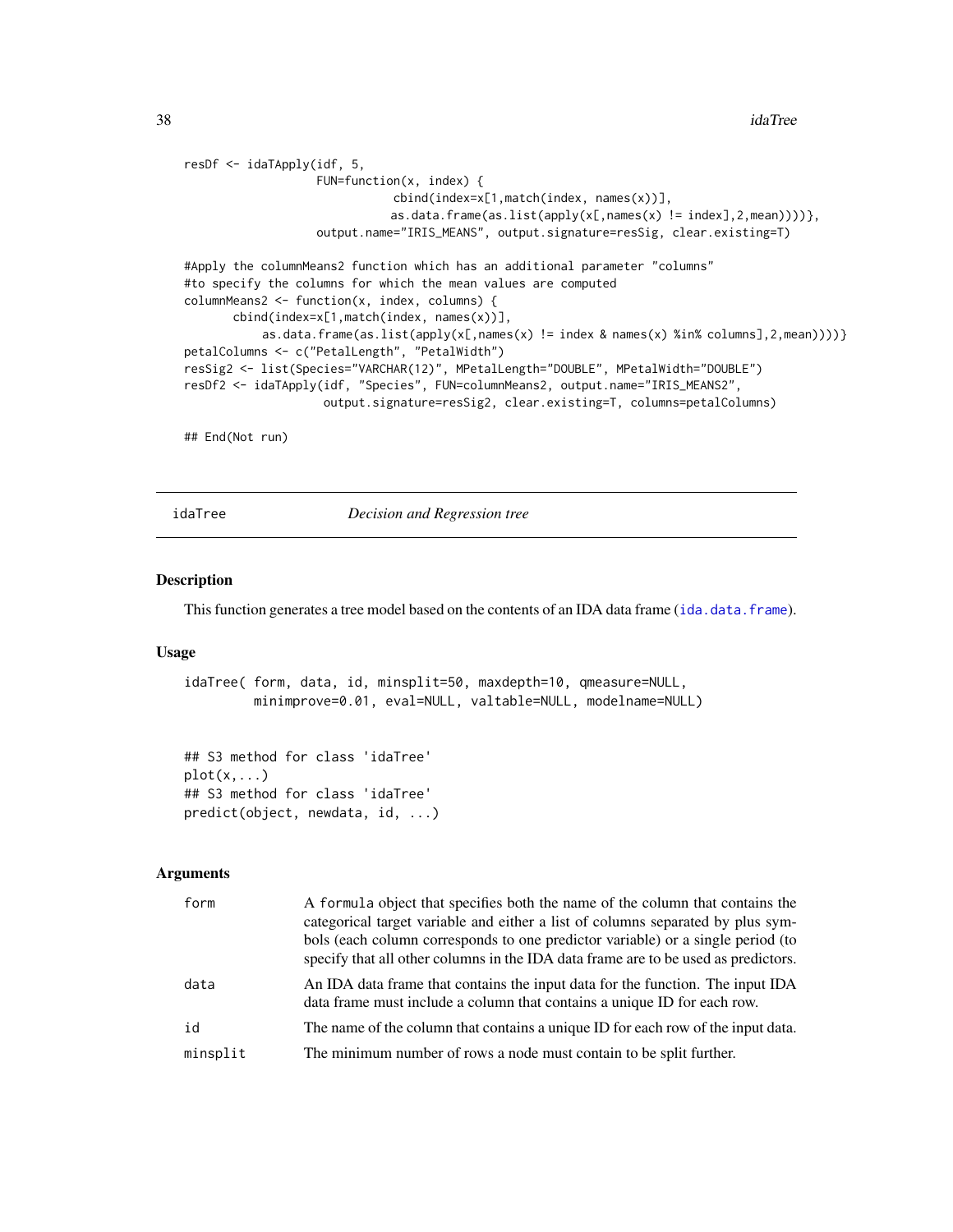```
resDf <- idaTApply(idf, 5,
                   FUN=function(x, index) {
                               cbind(index=x[1,match(index, names(x))],
                               as.data.frame(as.list(apply(x[,names(x) != index],2,mean))))},
                   output.name="IRIS_MEANS", output.signature=resSig, clear.existing=T)

#Apply the columnMeans2 function which has an additional parameter "columns"
#to specify the columns for which the mean values are computed
columnMeans2 <- function(x, index, columns) {
       cbind(index=x[1,match(index, names(x))],
           as.data.frame(as.list(apply(x[,names(x) != index & names(x) %in% columns],2,mean))))}
petalColumns <- c("PetalLength", "PetalWidth")
resSig2 <- list(Species="VARCHAR(12)", MPetalLength="DOUBLE", MPetalWidth="DOUBLE")
resDf2 <- idaTApply(idf, "Species", FUN=columnMeans2, output.name="IRIS_MEANS2",
                    output.signature=resSig2, clear.existing=T, columns=petalColumns)

## End(Not run)
```

---

## idaTree — *Decision and Regression tree*

### Description

This function generates a tree model based on the contents of an IDA data frame (`ida.data.frame`).

### Usage

```
idaTree( form, data, id, minsplit=50, maxdepth=10, qmeasure=NULL,
         minimprove=0.01, eval=NULL, valtable=NULL, modelname=NULL)


## S3 method for class 'idaTree'
plot(x,...)
## S3 method for class 'idaTree'
predict(object, newdata, id, ...)
```

### Arguments

| | |
|---|---|
| `form` | A `formula` object that specifies both the name of the column that contains the categorical target variable and either a list of columns separated by plus symbols (each column corresponds to one predictor variable) or a single period (to specify that all other columns in the IDA data frame are to be used as predictors. |
| `data` | An IDA data frame that contains the input data for the function. The input IDA data frame must include a column that contains a unique ID for each row. |
| `id` | The name of the column that contains a unique ID for each row of the input data. |
| `minsplit` | The minimum number of rows a node must contain to be split further. |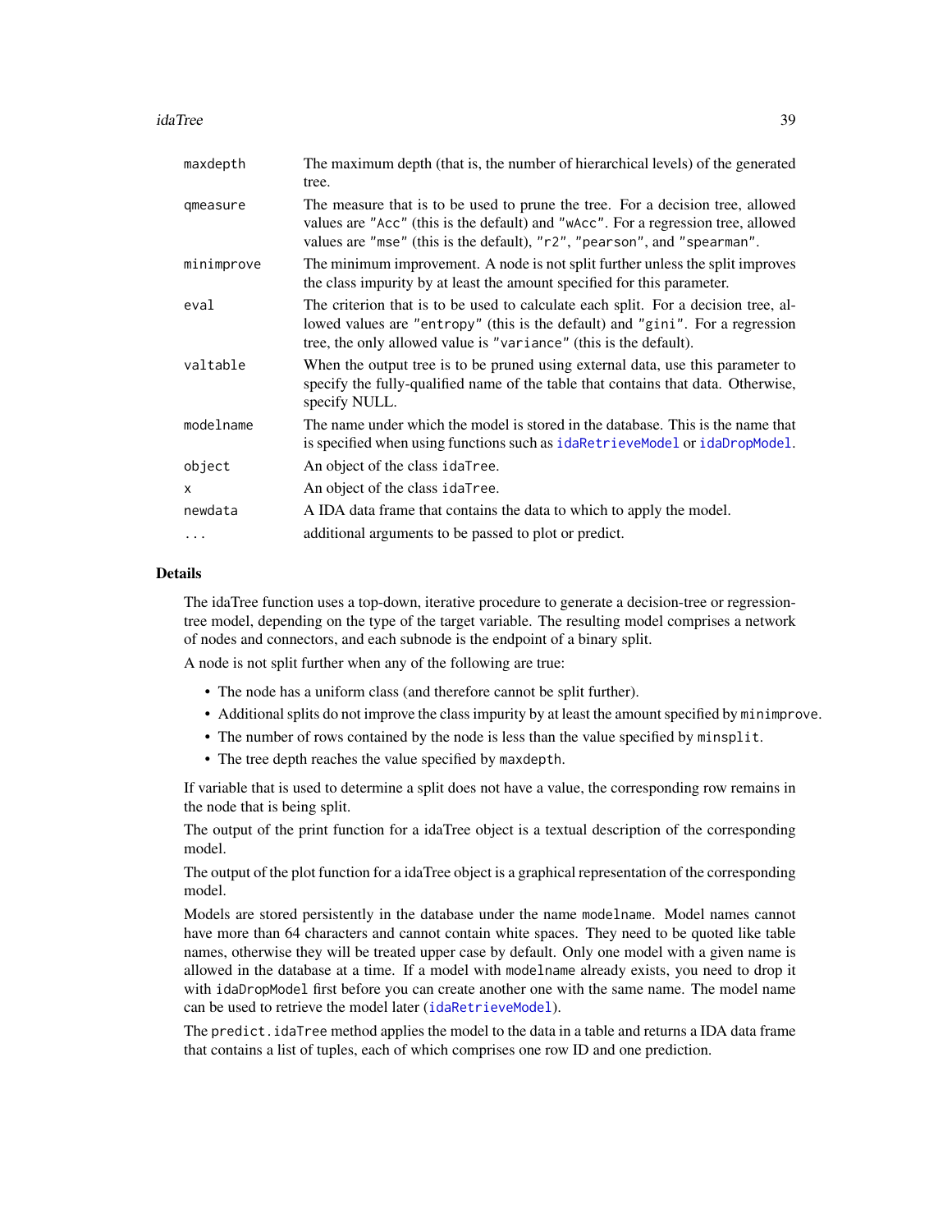| | |
|---|---|
| `maxdepth` | The maximum depth (that is, the number of hierarchical levels) of the generated tree. |
| `qmeasure` | The measure that is to be used to prune the tree. For a decision tree, allowed values are "Acc" (this is the default) and "wAcc". For a regression tree, allowed values are "mse" (this is the default), "r2", "pearson", and "spearman". |
| `minimprove` | The minimum improvement. A node is not split further unless the split improves the class impurity by at least the amount specified for this parameter. |
| `eval` | The criterion that is to be used to calculate each split. For a decision tree, allowed values are "entropy" (this is the default) and "gini". For a regression tree, the only allowed value is "variance" (this is the default). |
| `valtable` | When the output tree is to be pruned using external data, use this parameter to specify the fully-qualified name of the table that contains that data. Otherwise, specify NULL. |
| `modelname` | The name under which the model is stored in the database. This is the name that is specified when using functions such as `idaRetrieveModel` or `idaDropModel`. |
| `object` | An object of the class `idaTree`. |
| `x` | An object of the class `idaTree`. |
| `newdata` | A IDA data frame that contains the data to which to apply the model. |
| `...` | additional arguments to be passed to plot or predict. |

### Details

The idaTree function uses a top-down, iterative procedure to generate a decision-tree or regression-tree model, depending on the type of the target variable. The resulting model comprises a network of nodes and connectors, and each subnode is the endpoint of a binary split.

A node is not split further when any of the following are true:

- The node has a uniform class (and therefore cannot be split further).
- Additional splits do not improve the class impurity by at least the amount specified by `minimprove`.
- The number of rows contained by the node is less than the value specified by `minsplit`.
- The tree depth reaches the value specified by `maxdepth`.

If variable that is used to determine a split does not have a value, the corresponding row remains in the node that is being split.

The output of the print function for a idaTree object is a textual description of the corresponding model.

The output of the plot function for a idaTree object is a graphical representation of the corresponding model.

Models are stored persistently in the database under the name `modelname`. Model names cannot have more than 64 characters and cannot contain white spaces. They need to be quoted like table names, otherwise they will be treated upper case by default. Only one model with a given name is allowed in the database at a time. If a model with `modelname` already exists, you need to drop it with `idaDropModel` first before you can create another one with the same name. The model name can be used to retrieve the model later (`idaRetrieveModel`).

The `predict.idaTree` method applies the model to the data in a table and returns a IDA data frame that contains a list of tuples, each of which comprises one row ID and one prediction.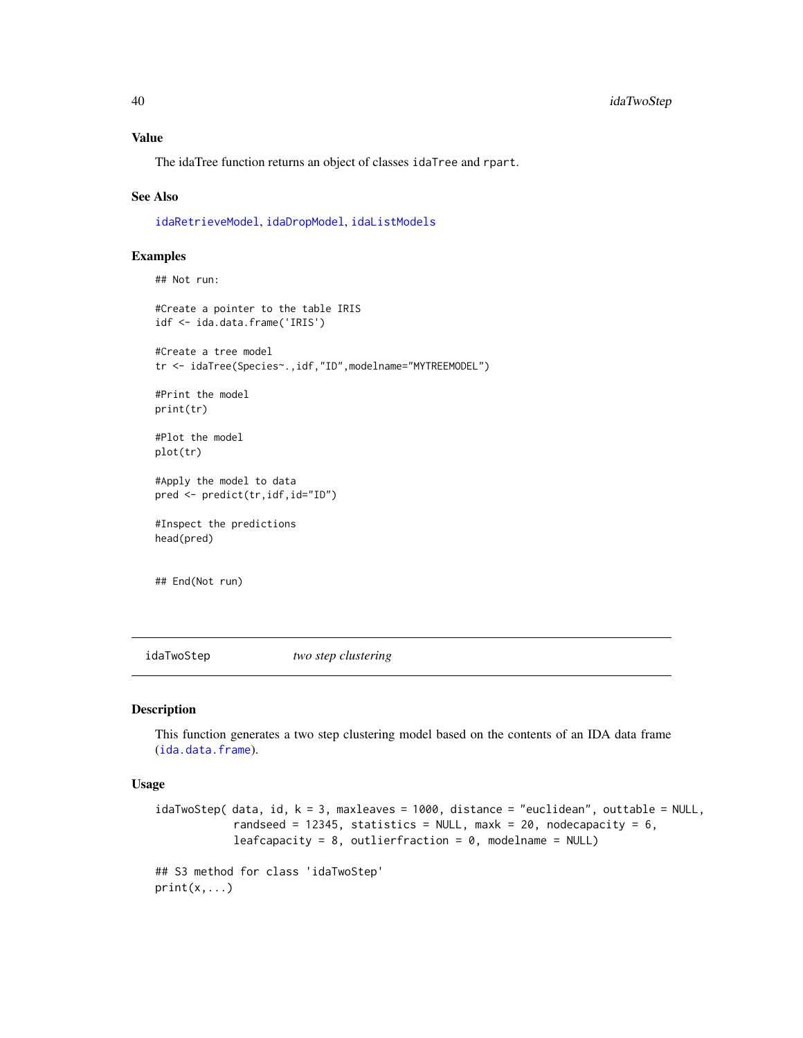### Value

The idaTree function returns an object of classes `idaTree` and `rpart`.

### See Also

`idaRetrieveModel`, `idaDropModel`, `idaListModels`

### Examples

```
## Not run:

#Create a pointer to the table IRIS
idf <- ida.data.frame('IRIS')

#Create a tree model
tr <- idaTree(Species~.,idf,"ID",modelname="MYTREEMODEL")

#Print the model
print(tr)

#Plot the model
plot(tr)

#Apply the model to data
pred <- predict(tr,idf,id="ID")

#Inspect the predictions
head(pred)


## End(Not run)
```

---

## idaTwoStep — *two step clustering*

---

### Description

This function generates a two step clustering model based on the contents of an IDA data frame (`ida.data.frame`).

### Usage

```
idaTwoStep( data, id, k = 3, maxleaves = 1000, distance = "euclidean", outtable = NULL,
            randseed = 12345, statistics = NULL, maxk = 20, nodecapacity = 6,
            leafcapacity = 8, outlierfraction = 0, modelname = NULL)

## S3 method for class 'idaTwoStep'
print(x,...)
```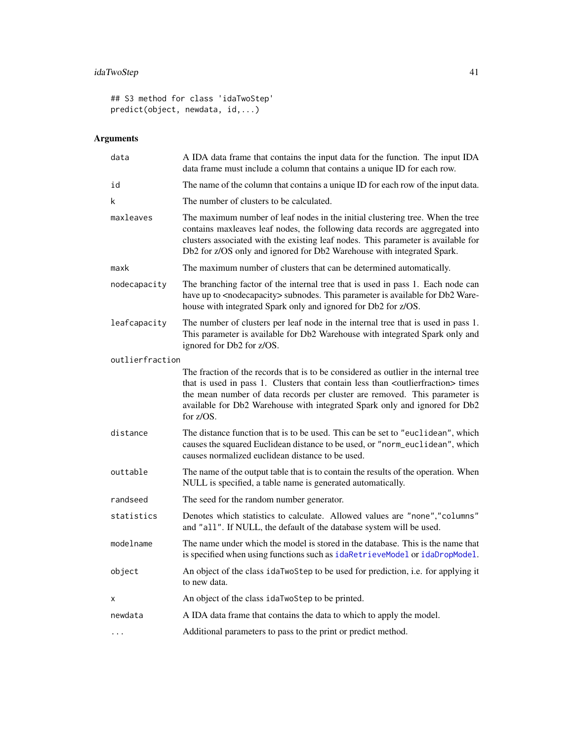```
## S3 method for class 'idaTwoStep'
predict(object, newdata, id,...)
```

### Arguments

| Argument | Description |
|---|---|
| `data` | A IDA data frame that contains the input data for the function. The input IDA data frame must include a column that contains a unique ID for each row. |
| `id` | The name of the column that contains a unique ID for each row of the input data. |
| `k` | The number of clusters to be calculated. |
| `maxleaves` | The maximum number of leaf nodes in the initial clustering tree. When the tree contains maxleaves leaf nodes, the following data records are aggregated into clusters associated with the existing leaf nodes. This parameter is available for Db2 for z/OS only and ignored for Db2 Warehouse with integrated Spark. |
| `maxk` | The maximum number of clusters that can be determined automatically. |
| `nodecapacity` | The branching factor of the internal tree that is used in pass 1. Each node can have up to <nodecapacity> subnodes. This parameter is available for Db2 Warehouse with integrated Spark only and ignored for Db2 for z/OS. |
| `leafcapacity` | The number of clusters per leaf node in the internal tree that is used in pass 1. This parameter is available for Db2 Warehouse with integrated Spark only and ignored for Db2 for z/OS. |
| `outlierfraction` | The fraction of the records that is to be considered as outlier in the internal tree that is used in pass 1. Clusters that contain less than <outlierfraction> times the mean number of data records per cluster are removed. This parameter is available for Db2 Warehouse with integrated Spark only and ignored for Db2 for z/OS. |
| `distance` | The distance function that is to be used. This can be set to `"euclidean"`, which causes the squared Euclidean distance to be used, or `"norm_euclidean"`, which causes normalized euclidean distance to be used. |
| `outtable` | The name of the output table that is to contain the results of the operation. When NULL is specified, a table name is generated automatically. |
| `randseed` | The seed for the random number generator. |
| `statistics` | Denotes which statistics to calculate. Allowed values are `"none"`,`"columns"` and `"all"`. If NULL, the default of the database system will be used. |
| `modelname` | The name under which the model is stored in the database. This is the name that is specified when using functions such as `idaRetrieveModel` or `idaDropModel`. |
| `object` | An object of the class `idaTwoStep` to be used for prediction, i.e. for applying it to new data. |
| `x` | An object of the class `idaTwoStep` to be printed. |
| `newdata` | A IDA data frame that contains the data to which to apply the model. |
| `...` | Additional parameters to pass to the print or predict method. |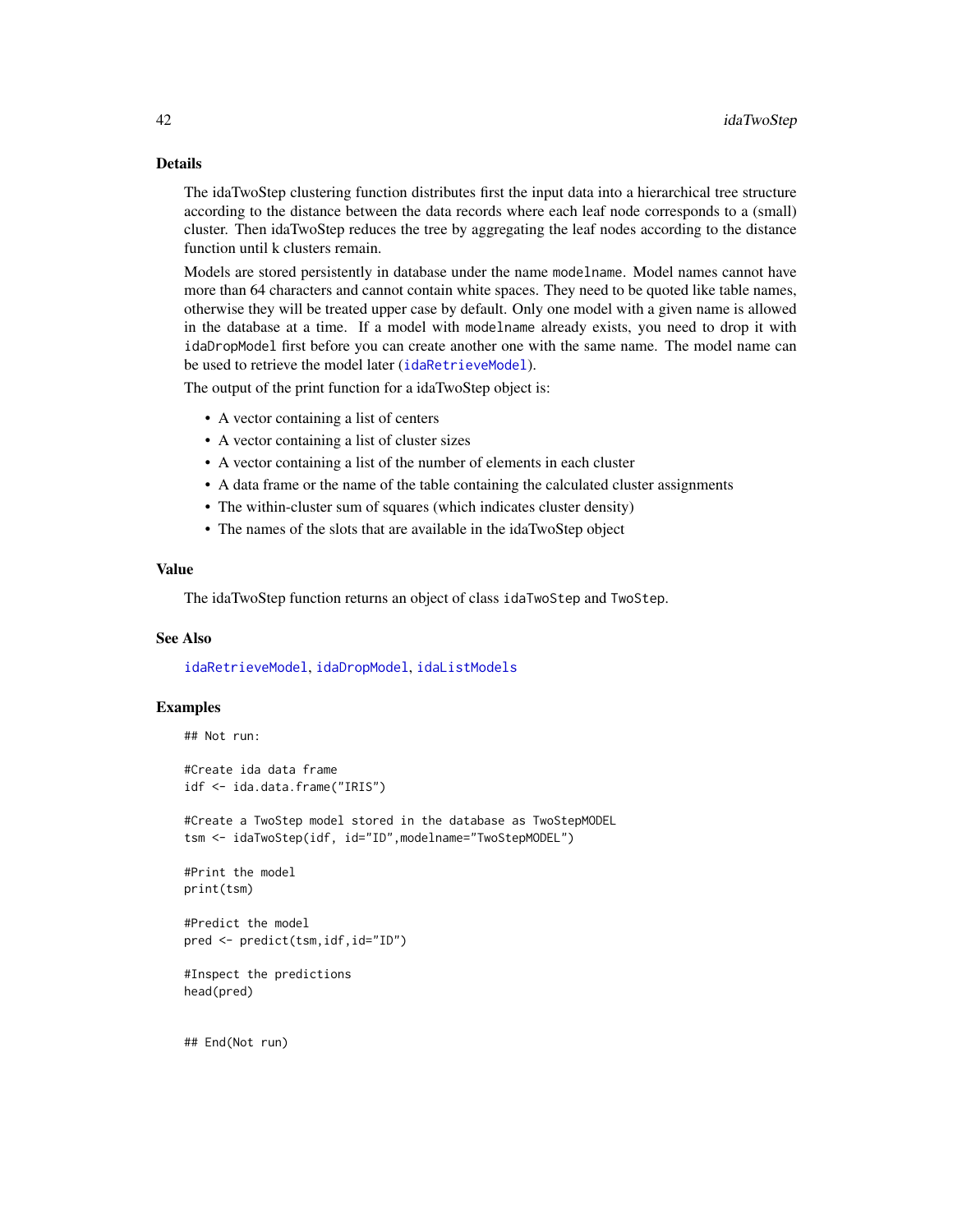## Details

The idaTwoStep clustering function distributes first the input data into a hierarchical tree structure according to the distance between the data records where each leaf node corresponds to a (small) cluster. Then idaTwoStep reduces the tree by aggregating the leaf nodes according to the distance function until k clusters remain.

Models are stored persistently in database under the name `modelname`. Model names cannot have more than 64 characters and cannot contain white spaces. They need to be quoted like table names, otherwise they will be treated upper case by default. Only one model with a given name is allowed in the database at a time. If a model with `modelname` already exists, you need to drop it with `idaDropModel` first before you can create another one with the same name. The model name can be used to retrieve the model later (`idaRetrieveModel`).

The output of the print function for a idaTwoStep object is:

- A vector containing a list of centers
- A vector containing a list of cluster sizes
- A vector containing a list of the number of elements in each cluster
- A data frame or the name of the table containing the calculated cluster assignments
- The within-cluster sum of squares (which indicates cluster density)
- The names of the slots that are available in the idaTwoStep object

## Value

The idaTwoStep function returns an object of class `idaTwoStep` and `TwoStep`.

## See Also

`idaRetrieveModel`, `idaDropModel`, `idaListModels`

## Examples

```
## Not run:

#Create ida data frame
idf <- ida.data.frame("IRIS")

#Create a TwoStep model stored in the database as TwoStepMODEL
tsm <- idaTwoStep(idf, id="ID",modelname="TwoStepMODEL")

#Print the model
print(tsm)

#Predict the model
pred <- predict(tsm,idf,id="ID")

#Inspect the predictions
head(pred)


## End(Not run)
```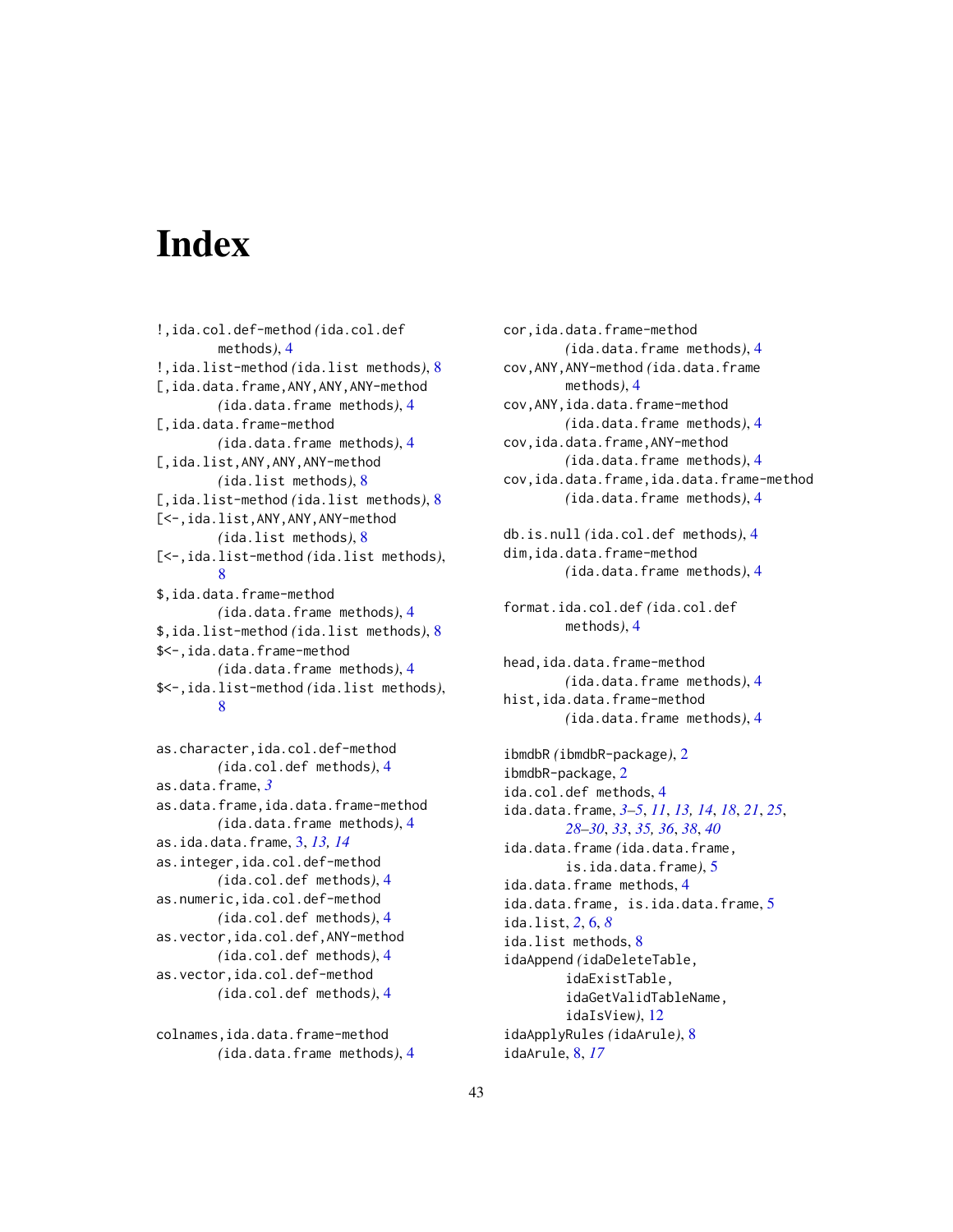# Index

!,ida.col.def-method *(*ida.col.def methods*)*, 4
!,ida.list-method *(*ida.list methods*)*, 8
[,ida.data.frame,ANY,ANY,ANY-method *(*ida.data.frame methods*)*, 4
[,ida.data.frame-method *(*ida.data.frame methods*)*, 4
[,ida.list,ANY,ANY,ANY-method *(*ida.list methods*)*, 8
[,ida.list-method *(*ida.list methods*)*, 8
[<-,ida.list,ANY,ANY,ANY-method *(*ida.list methods*)*, 8
[<-,ida.list-method *(*ida.list methods*)*, 8
$,ida.data.frame-method *(*ida.data.frame methods*)*, 4
$,ida.list-method *(*ida.list methods*)*, 8
$<-,ida.data.frame-method *(*ida.data.frame methods*)*, 4
$<-,ida.list-method *(*ida.list methods*)*, 8

as.character,ida.col.def-method *(*ida.col.def methods*)*, 4
as.data.frame, *3*
as.data.frame,ida.data.frame-method *(*ida.data.frame methods*)*, 4
as.ida.data.frame, 3, *13, 14*
as.integer,ida.col.def-method *(*ida.col.def methods*)*, 4
as.numeric,ida.col.def-method *(*ida.col.def methods*)*, 4
as.vector,ida.col.def,ANY-method *(*ida.col.def methods*)*, 4
as.vector,ida.col.def-method *(*ida.col.def methods*)*, 4

colnames,ida.data.frame-method *(*ida.data.frame methods*)*, 4
cor,ida.data.frame-method *(*ida.data.frame methods*)*, 4
cov,ANY,ANY-method *(*ida.data.frame methods*)*, 4
cov,ANY,ida.data.frame-method *(*ida.data.frame methods*)*, 4
cov,ida.data.frame,ANY-method *(*ida.data.frame methods*)*, 4
cov,ida.data.frame,ida.data.frame-method *(*ida.data.frame methods*)*, 4

db.is.null *(*ida.col.def methods*)*, 4
dim,ida.data.frame-method *(*ida.data.frame methods*)*, 4

format.ida.col.def *(*ida.col.def methods*)*, 4

head,ida.data.frame-method *(*ida.data.frame methods*)*, 4
hist,ida.data.frame-method *(*ida.data.frame methods*)*, 4

ibmdbR *(*ibmdbR-package*)*, 2
ibmdbR-package, 2
ida.col.def methods, 4
ida.data.frame, *3–5*, *11*, *13, 14*, *18*, *21*, *25*, *28–30*, *33*, *35*, *36*, *38*, *40*
ida.data.frame *(*ida.data.frame, is.ida.data.frame*)*, 5
ida.data.frame methods, 4
ida.data.frame, is.ida.data.frame, 5
ida.list, *2*, 6, *8*
ida.list methods, 8
idaAppend *(*idaDeleteTable, idaExistTable, idaGetValidTableName, idaIsView*)*, 12
idaApplyRules *(*idaArule*)*, 8
idaArule, 8, *17*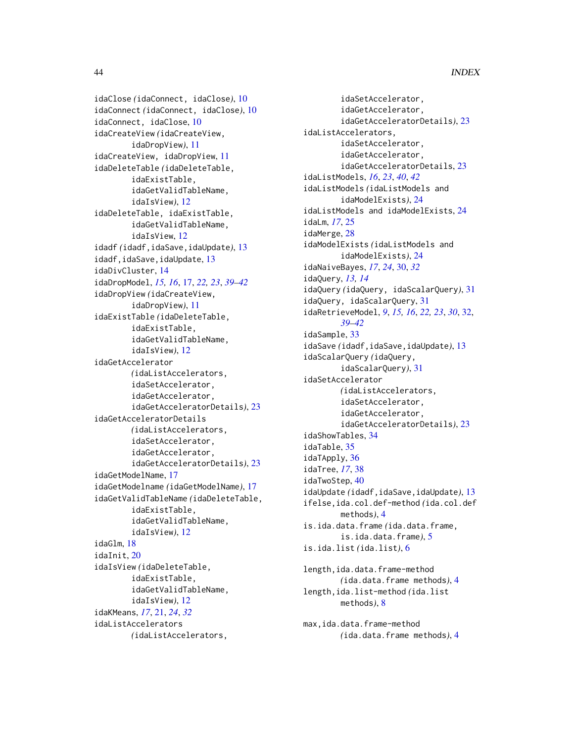idaClose *(idaConnect, idaClose)*, 10
idaConnect *(idaConnect, idaClose)*, 10
idaConnect, idaClose, 10
idaCreateView *(idaCreateView, idaDropView)*, 11
idaCreateView, idaDropView, 11
idaDeleteTable *(idaDeleteTable, idaExistTable, idaGetValidTableName, idaIsView)*, 12
idaDeleteTable, idaExistTable, idaGetValidTableName, idaIsView, 12
idadf *(idadf,idaSave,idaUpdate)*, 13
idadf,idaSave,idaUpdate, 13
idaDivCluster, 14
idaDropModel, *15, 16*, 17, *22, 23*, *39–42*
idaDropView *(idaCreateView, idaDropView)*, 11
idaExistTable *(idaDeleteTable, idaExistTable, idaGetValidTableName, idaIsView)*, 12
idaGetAccelerator *(idaListAccelerators, idaSetAccelerator, idaGetAccelerator, idaGetAcceleratorDetails)*, 23
idaGetAcceleratorDetails *(idaListAccelerators, idaSetAccelerator, idaGetAccelerator, idaGetAcceleratorDetails)*, 23
idaGetModelName, 17
idaGetModelname *(idaGetModelName)*, 17
idaGetValidTableName *(idaDeleteTable, idaExistTable, idaGetValidTableName, idaIsView)*, 12
idaGlm, 18
idaInit, 20
idaIsView *(idaDeleteTable, idaExistTable, idaGetValidTableName, idaIsView)*, 12
idaKMeans, *17*, 21, *24*, *32*
idaListAccelerators *(idaListAccelerators, idaSetAccelerator, idaGetAccelerator, idaGetAcceleratorDetails)*, 23
idaListAccelerators, idaSetAccelerator, idaGetAccelerator, idaGetAcceleratorDetails, 23
idaListModels, *16*, *23*, *40*, *42*
idaListModels *(idaListModels and idaModelExists)*, 24
idaListModels and idaModelExists, 24
idaLm, *17*, 25
idaMerge, 28
idaModelExists *(idaListModels and idaModelExists)*, 24
idaNaiveBayes, *17*, *24*, 30, *32*
idaQuery, *13, 14*
idaQuery *(idaQuery, idaScalarQuery)*, 31
idaQuery, idaScalarQuery, 31
idaRetrieveModel, *9*, *15, 16*, *22, 23*, *30*, 32, *39–42*
idaSample, 33
idaSave *(idadf,idaSave,idaUpdate)*, 13
idaScalarQuery *(idaQuery, idaScalarQuery)*, 31
idaSetAccelerator *(idaListAccelerators, idaSetAccelerator, idaGetAccelerator, idaGetAcceleratorDetails)*, 23
idaShowTables, 34
idaTable, 35
idaTApply, 36
idaTree, *17*, 38
idaTwoStep, 40
idaUpdate *(idadf,idaSave,idaUpdate)*, 13
ifelse,ida.col.def-method *(ida.col.def methods)*, 4
is.ida.data.frame *(ida.data.frame, is.ida.data.frame)*, 5
is.ida.list *(ida.list)*, 6

length,ida.data.frame-method *(ida.data.frame methods)*, 4
length,ida.list-method *(ida.list methods)*, 8

max,ida.data.frame-method *(ida.data.frame methods)*, 4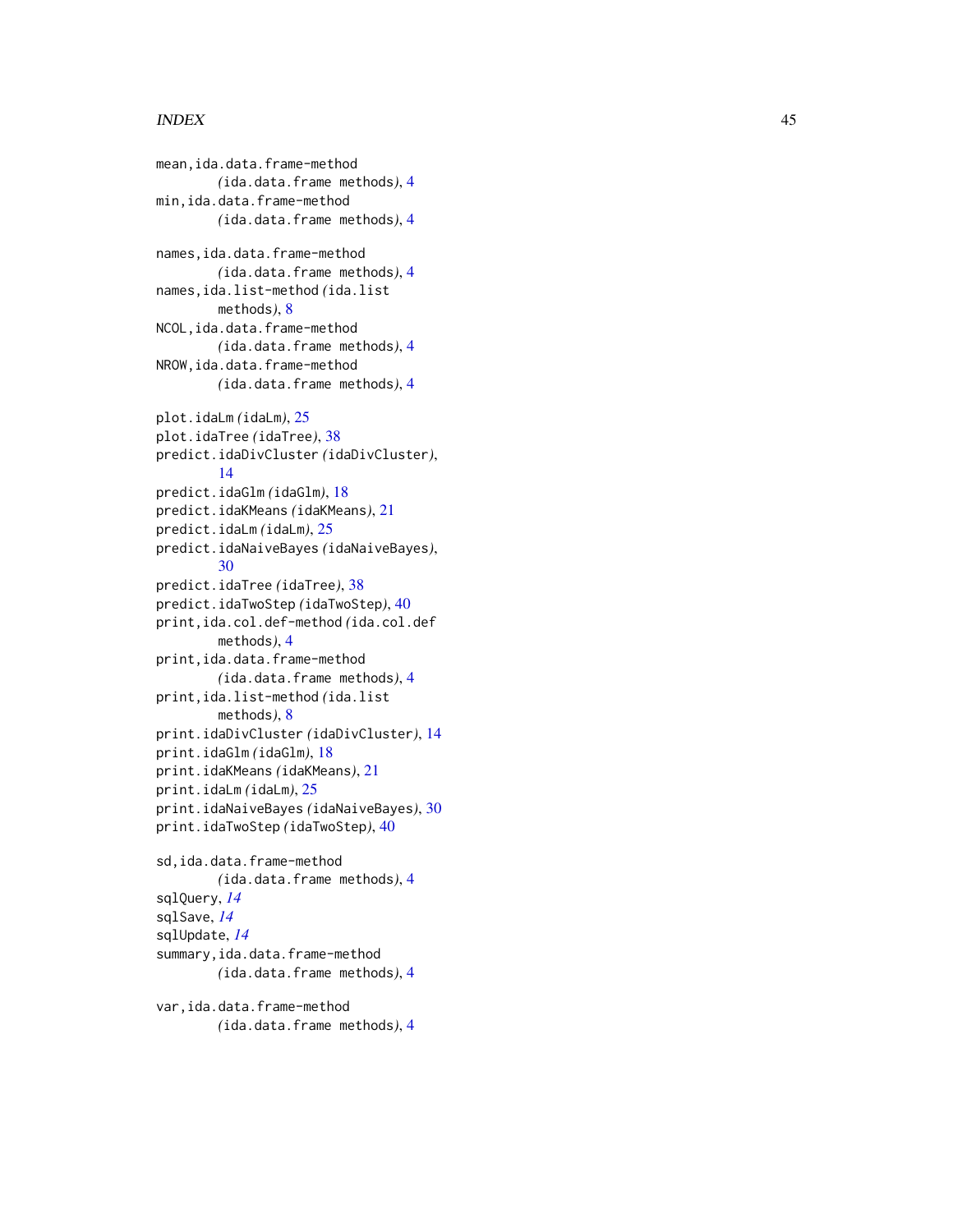mean,ida.data.frame-method
(ida.data.frame methods), 4
min,ida.data.frame-method
(ida.data.frame methods), 4

names,ida.data.frame-method
(ida.data.frame methods), 4
names,ida.list-method (ida.list
methods), 8
NCOL,ida.data.frame-method
(ida.data.frame methods), 4
NROW,ida.data.frame-method
(ida.data.frame methods), 4

plot.idaLm (idaLm), 25
plot.idaTree (idaTree), 38
predict.idaDivCluster (idaDivCluster),
14
predict.idaGlm (idaGlm), 18
predict.idaKMeans (idaKMeans), 21
predict.idaLm (idaLm), 25
predict.idaNaiveBayes (idaNaiveBayes),
30
predict.idaTree (idaTree), 38
predict.idaTwoStep (idaTwoStep), 40
print,ida.col.def-method (ida.col.def
methods), 4
print,ida.data.frame-method
(ida.data.frame methods), 4
print,ida.list-method (ida.list
methods), 8
print.idaDivCluster (idaDivCluster), 14
print.idaGlm (idaGlm), 18
print.idaKMeans (idaKMeans), 21
print.idaLm (idaLm), 25
print.idaNaiveBayes (idaNaiveBayes), 30
print.idaTwoStep (idaTwoStep), 40

sd,ida.data.frame-method
(ida.data.frame methods), 4
sqlQuery, *14*
sqlSave, *14*
sqlUpdate, *14*
summary,ida.data.frame-method
(ida.data.frame methods), 4

var,ida.data.frame-method
(ida.data.frame methods), 4